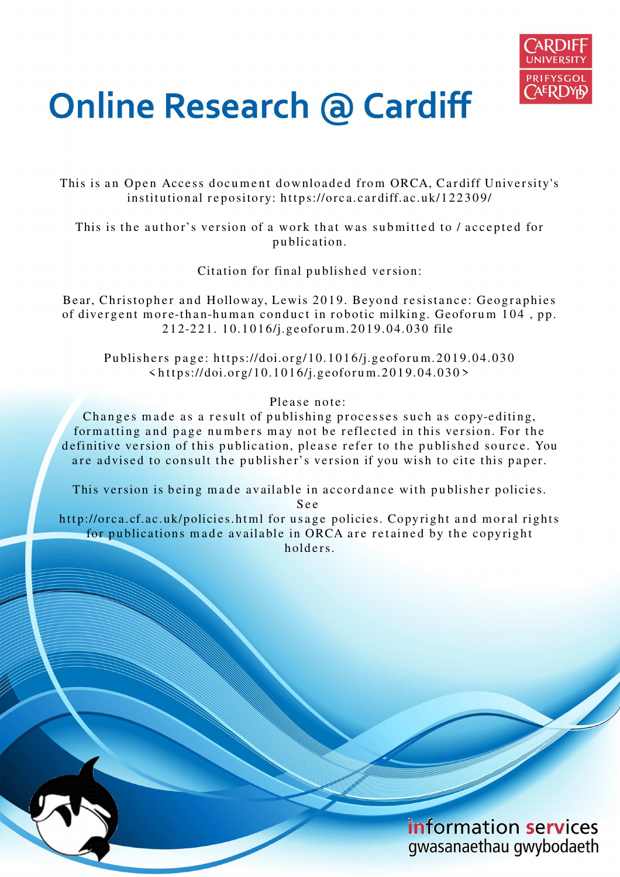# Online Research @ Cardiff

This is an Open Access document downloaded from ORCA, Cardiff University's institutional repository: https://orca.cardiff.ac.uk/122309/

This is the author's version of a work that was submitted to / accepted for publication.

Citation for final published version:

Bear, Christopher and Holloway, Lewis 2019. Beyond resistance: Geographies of divergent more-than-human conduct in robotic milking. Geoforum 104 , pp. 212-221. 10.1016/j.geoforum.2019.04.030 file

Publishers page: https://doi.org/10.1016/j.geoforum.2019.04.030 <https://doi.org/10.1016/j.geoforum.2019.04.030>

Please note:
Changes made as a result of publishing processes such as copy-editing, formatting and page numbers may not be reflected in this version. For the definitive version of this publication, please refer to the published source. You are advised to consult the publisher's version if you wish to cite this paper.

This version is being made available in accordance with publisher policies. See http://orca.cf.ac.uk/policies.html for usage policies. Copyright and moral rights for publications made available in ORCA are retained by the copyright holders.

information services
gwasanaethau gwybodaeth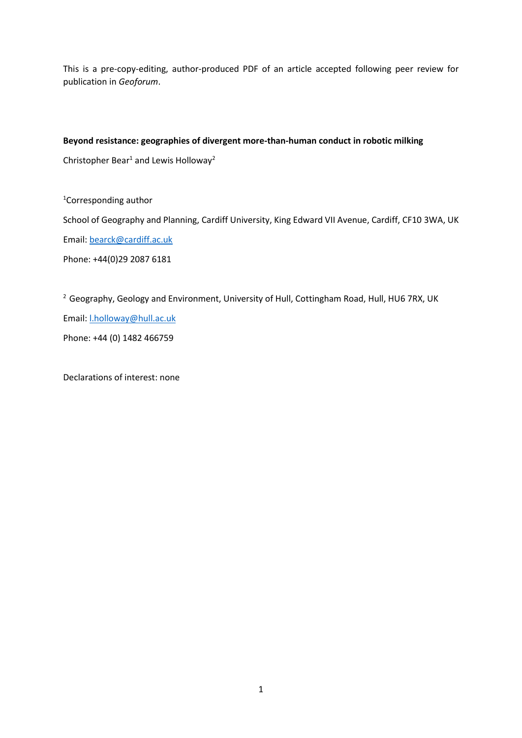This is a pre-copy-editing, author-produced PDF of an article accepted following peer review for publication in *Geoforum*.

**Beyond resistance: geographies of divergent more-than-human conduct in robotic milking**

Christopher Bear[1] and Lewis Holloway[2]

[1]Corresponding author

School of Geography and Planning, Cardiff University, King Edward VII Avenue, Cardiff, CF10 3WA, UK

Email: bearck@cardiff.ac.uk

Phone: +44(0)29 2087 6181

[2] Geography, Geology and Environment, University of Hull, Cottingham Road, Hull, HU6 7RX, UK

Email: l.holloway@hull.ac.uk

Phone: +44 (0) 1482 466759

Declarations of interest: none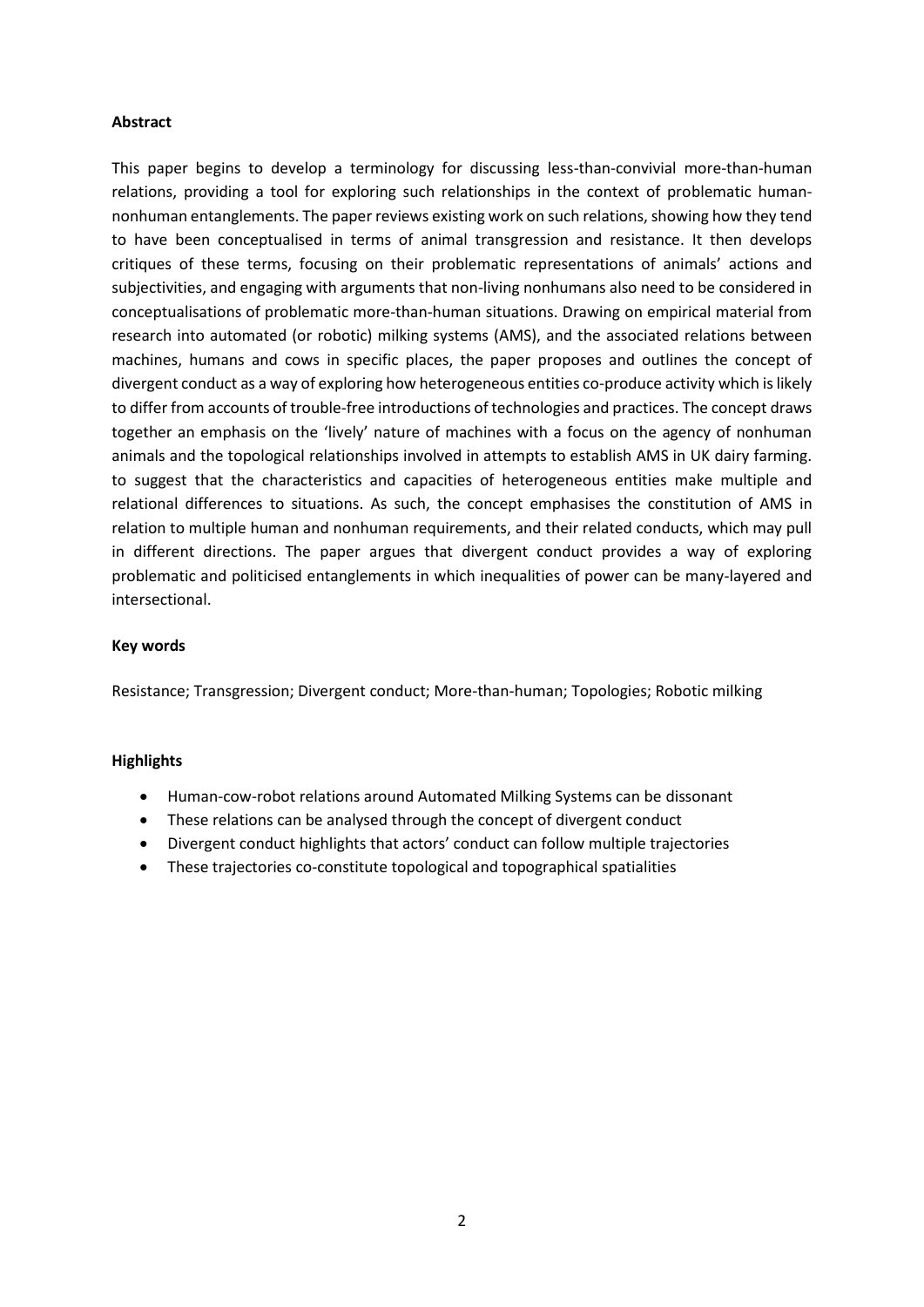**Abstract**

This paper begins to develop a terminology for discussing less-than-convivial more-than-human relations, providing a tool for exploring such relationships in the context of problematic human-nonhuman entanglements. The paper reviews existing work on such relations, showing how they tend to have been conceptualised in terms of animal transgression and resistance. It then develops critiques of these terms, focusing on their problematic representations of animals' actions and subjectivities, and engaging with arguments that non-living nonhumans also need to be considered in conceptualisations of problematic more-than-human situations. Drawing on empirical material from research into automated (or robotic) milking systems (AMS), and the associated relations between machines, humans and cows in specific places, the paper proposes and outlines the concept of divergent conduct as a way of exploring how heterogeneous entities co-produce activity which is likely to differ from accounts of trouble-free introductions of technologies and practices. The concept draws together an emphasis on the 'lively' nature of machines with a focus on the agency of nonhuman animals and the topological relationships involved in attempts to establish AMS in UK dairy farming. to suggest that the characteristics and capacities of heterogeneous entities make multiple and relational differences to situations. As such, the concept emphasises the constitution of AMS in relation to multiple human and nonhuman requirements, and their related conducts, which may pull in different directions. The paper argues that divergent conduct provides a way of exploring problematic and politicised entanglements in which inequalities of power can be many-layered and intersectional.

**Key words**

Resistance; Transgression; Divergent conduct; More-than-human; Topologies; Robotic milking

**Highlights**

- Human-cow-robot relations around Automated Milking Systems can be dissonant
- These relations can be analysed through the concept of divergent conduct
- Divergent conduct highlights that actors' conduct can follow multiple trajectories
- These trajectories co-constitute topological and topographical spatialities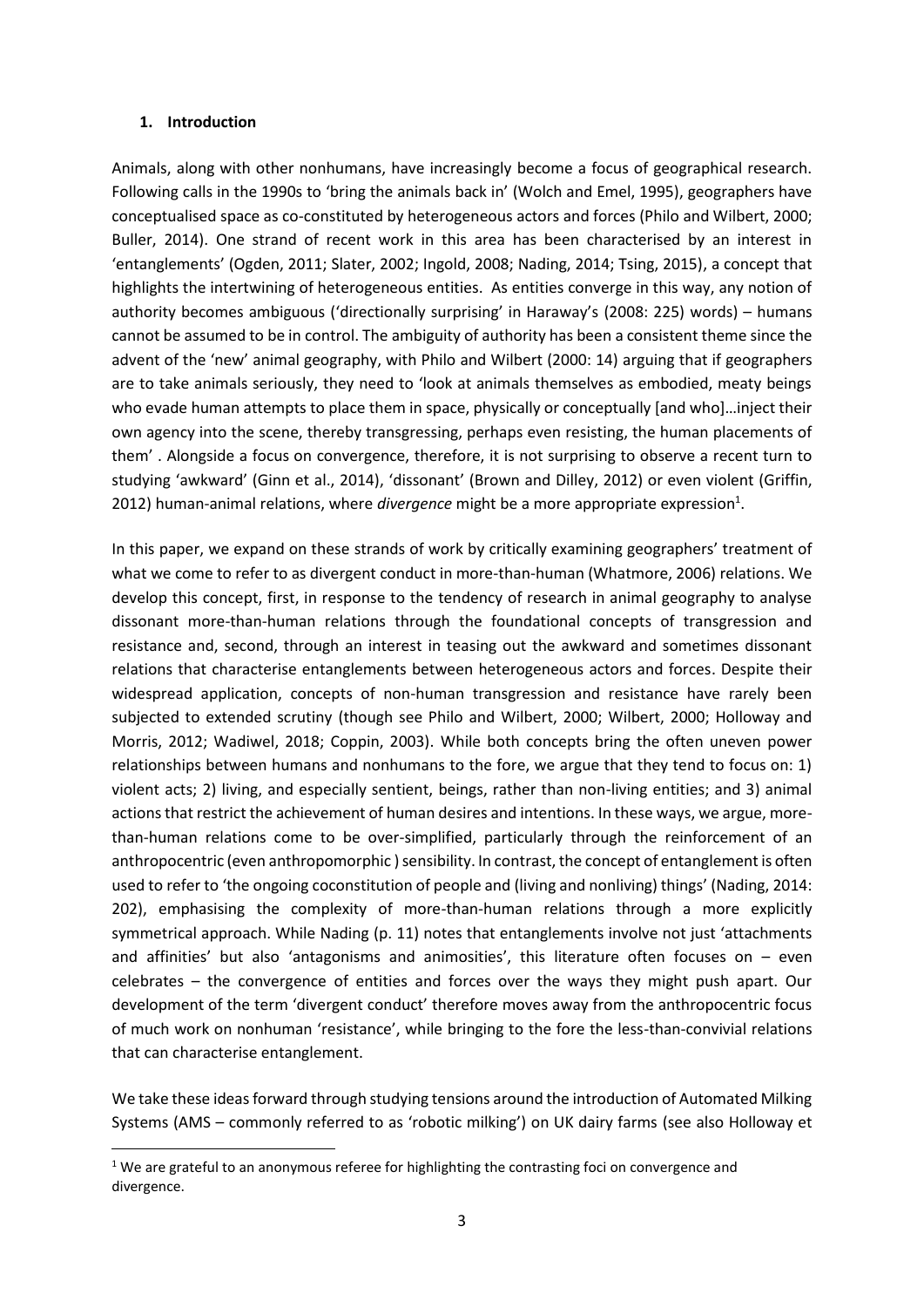## 1. Introduction

Animals, along with other nonhumans, have increasingly become a focus of geographical research. Following calls in the 1990s to 'bring the animals back in' (Wolch and Emel, 1995), geographers have conceptualised space as co-constituted by heterogeneous actors and forces (Philo and Wilbert, 2000; Buller, 2014). One strand of recent work in this area has been characterised by an interest in 'entanglements' (Ogden, 2011; Slater, 2002; Ingold, 2008; Nading, 2014; Tsing, 2015), a concept that highlights the intertwining of heterogeneous entities. As entities converge in this way, any notion of authority becomes ambiguous ('directionally surprising' in Haraway's (2008: 225) words) – humans cannot be assumed to be in control. The ambiguity of authority has been a consistent theme since the advent of the 'new' animal geography, with Philo and Wilbert (2000: 14) arguing that if geographers are to take animals seriously, they need to 'look at animals themselves as embodied, meaty beings who evade human attempts to place them in space, physically or conceptually [and who]…inject their own agency into the scene, thereby transgressing, perhaps even resisting, the human placements of them' . Alongside a focus on convergence, therefore, it is not surprising to observe a recent turn to studying 'awkward' (Ginn et al., 2014), 'dissonant' (Brown and Dilley, 2012) or even violent (Griffin, 2012) human-animal relations, where *divergence* might be a more appropriate expression[1].

In this paper, we expand on these strands of work by critically examining geographers' treatment of what we come to refer to as divergent conduct in more-than-human (Whatmore, 2006) relations. We develop this concept, first, in response to the tendency of research in animal geography to analyse dissonant more-than-human relations through the foundational concepts of transgression and resistance and, second, through an interest in teasing out the awkward and sometimes dissonant relations that characterise entanglements between heterogeneous actors and forces. Despite their widespread application, concepts of non-human transgression and resistance have rarely been subjected to extended scrutiny (though see Philo and Wilbert, 2000; Wilbert, 2000; Holloway and Morris, 2012; Wadiwel, 2018; Coppin, 2003). While both concepts bring the often uneven power relationships between humans and nonhumans to the fore, we argue that they tend to focus on: 1) violent acts; 2) living, and especially sentient, beings, rather than non-living entities; and 3) animal actions that restrict the achievement of human desires and intentions. In these ways, we argue, more-than-human relations come to be over-simplified, particularly through the reinforcement of an anthropocentric (even anthropomorphic ) sensibility. In contrast, the concept of entanglement is often used to refer to 'the ongoing coconstitution of people and (living and nonliving) things' (Nading, 2014: 202), emphasising the complexity of more-than-human relations through a more explicitly symmetrical approach. While Nading (p. 11) notes that entanglements involve not just 'attachments and affinities' but also 'antagonisms and animosities', this literature often focuses on – even celebrates – the convergence of entities and forces over the ways they might push apart. Our development of the term 'divergent conduct' therefore moves away from the anthropocentric focus of much work on nonhuman 'resistance', while bringing to the fore the less-than-convivial relations that can characterise entanglement.

We take these ideas forward through studying tensions around the introduction of Automated Milking Systems (AMS – commonly referred to as 'robotic milking') on UK dairy farms (see also Holloway et

[1] We are grateful to an anonymous referee for highlighting the contrasting foci on convergence and divergence.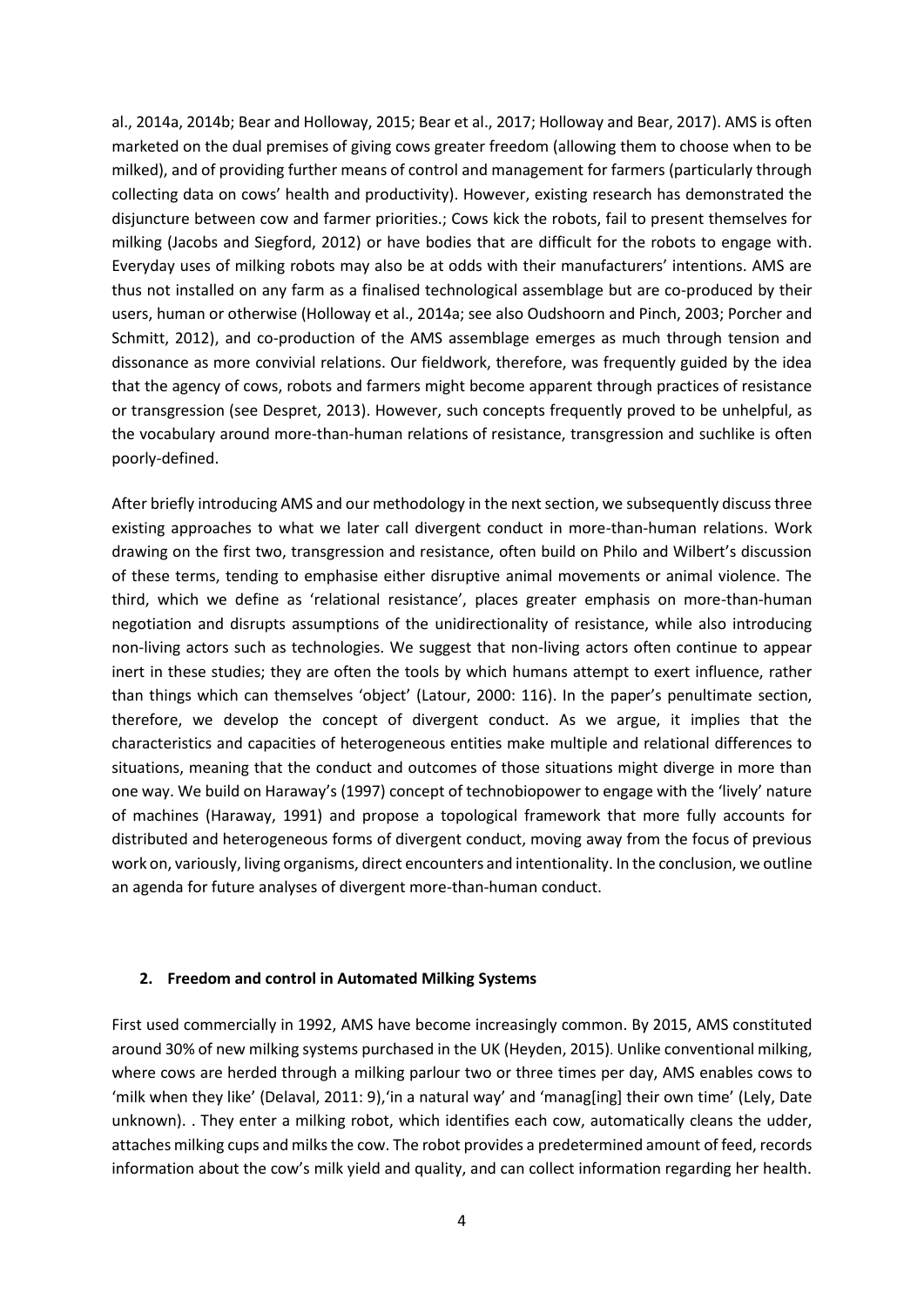al., 2014a, 2014b; Bear and Holloway, 2015; Bear et al., 2017; Holloway and Bear, 2017). AMS is often marketed on the dual premises of giving cows greater freedom (allowing them to choose when to be milked), and of providing further means of control and management for farmers (particularly through collecting data on cows' health and productivity). However, existing research has demonstrated the disjuncture between cow and farmer priorities.; Cows kick the robots, fail to present themselves for milking (Jacobs and Siegford, 2012) or have bodies that are difficult for the robots to engage with. Everyday uses of milking robots may also be at odds with their manufacturers' intentions. AMS are thus not installed on any farm as a finalised technological assemblage but are co-produced by their users, human or otherwise (Holloway et al., 2014a; see also Oudshoorn and Pinch, 2003; Porcher and Schmitt, 2012), and co-production of the AMS assemblage emerges as much through tension and dissonance as more convivial relations. Our fieldwork, therefore, was frequently guided by the idea that the agency of cows, robots and farmers might become apparent through practices of resistance or transgression (see Despret, 2013). However, such concepts frequently proved to be unhelpful, as the vocabulary around more-than-human relations of resistance, transgression and suchlike is often poorly-defined.

After briefly introducing AMS and our methodology in the next section, we subsequently discuss three existing approaches to what we later call divergent conduct in more-than-human relations. Work drawing on the first two, transgression and resistance, often build on Philo and Wilbert's discussion of these terms, tending to emphasise either disruptive animal movements or animal violence. The third, which we define as 'relational resistance', places greater emphasis on more-than-human negotiation and disrupts assumptions of the unidirectionality of resistance, while also introducing non-living actors such as technologies. We suggest that non-living actors often continue to appear inert in these studies; they are often the tools by which humans attempt to exert influence, rather than things which can themselves 'object' (Latour, 2000: 116). In the paper's penultimate section, therefore, we develop the concept of divergent conduct. As we argue, it implies that the characteristics and capacities of heterogeneous entities make multiple and relational differences to situations, meaning that the conduct and outcomes of those situations might diverge in more than one way. We build on Haraway's (1997) concept of technobiopower to engage with the 'lively' nature of machines (Haraway, 1991) and propose a topological framework that more fully accounts for distributed and heterogeneous forms of divergent conduct, moving away from the focus of previous work on, variously, living organisms, direct encounters and intentionality. In the conclusion, we outline an agenda for future analyses of divergent more-than-human conduct.

## 2. Freedom and control in Automated Milking Systems

First used commercially in 1992, AMS have become increasingly common. By 2015, AMS constituted around 30% of new milking systems purchased in the UK (Heyden, 2015). Unlike conventional milking, where cows are herded through a milking parlour two or three times per day, AMS enables cows to 'milk when they like' (Delaval, 2011: 9),'in a natural way' and 'manag[ing] their own time' (Lely, Date unknown). . They enter a milking robot, which identifies each cow, automatically cleans the udder, attaches milking cups and milks the cow. The robot provides a predetermined amount of feed, records information about the cow's milk yield and quality, and can collect information regarding her health.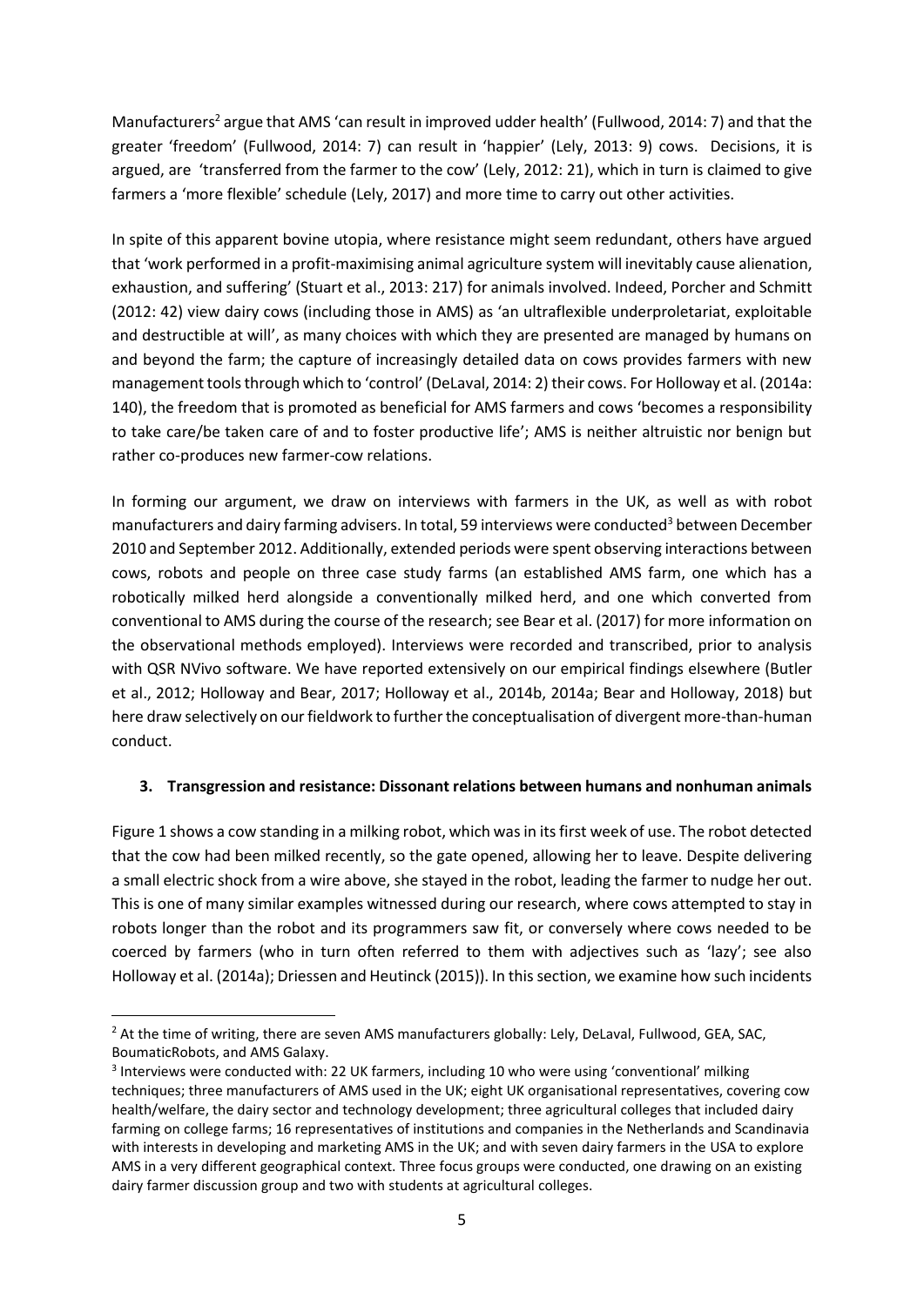Manufacturers[2] argue that AMS 'can result in improved udder health' (Fullwood, 2014: 7) and that the greater 'freedom' (Fullwood, 2014: 7) can result in 'happier' (Lely, 2013: 9) cows. Decisions, it is argued, are 'transferred from the farmer to the cow' (Lely, 2012: 21), which in turn is claimed to give farmers a 'more flexible' schedule (Lely, 2017) and more time to carry out other activities.

In spite of this apparent bovine utopia, where resistance might seem redundant, others have argued that 'work performed in a profit-maximising animal agriculture system will inevitably cause alienation, exhaustion, and suffering' (Stuart et al., 2013: 217) for animals involved. Indeed, Porcher and Schmitt (2012: 42) view dairy cows (including those in AMS) as 'an ultraflexible underproletariat, exploitable and destructible at will', as many choices with which they are presented are managed by humans on and beyond the farm; the capture of increasingly detailed data on cows provides farmers with new management tools through which to 'control' (DeLaval, 2014: 2) their cows. For Holloway et al. (2014a: 140), the freedom that is promoted as beneficial for AMS farmers and cows 'becomes a responsibility to take care/be taken care of and to foster productive life'; AMS is neither altruistic nor benign but rather co-produces new farmer-cow relations.

In forming our argument, we draw on interviews with farmers in the UK, as well as with robot manufacturers and dairy farming advisers. In total, 59 interviews were conducted[3] between December 2010 and September 2012. Additionally, extended periods were spent observing interactions between cows, robots and people on three case study farms (an established AMS farm, one which has a robotically milked herd alongside a conventionally milked herd, and one which converted from conventional to AMS during the course of the research; see Bear et al. (2017) for more information on the observational methods employed). Interviews were recorded and transcribed, prior to analysis with QSR NVivo software. We have reported extensively on our empirical findings elsewhere (Butler et al., 2012; Holloway and Bear, 2017; Holloway et al., 2014b, 2014a; Bear and Holloway, 2018) but here draw selectively on our fieldwork to further the conceptualisation of divergent more-than-human conduct.

## 3. Transgression and resistance: Dissonant relations between humans and nonhuman animals

Figure 1 shows a cow standing in a milking robot, which was in its first week of use. The robot detected that the cow had been milked recently, so the gate opened, allowing her to leave. Despite delivering a small electric shock from a wire above, she stayed in the robot, leading the farmer to nudge her out. This is one of many similar examples witnessed during our research, where cows attempted to stay in robots longer than the robot and its programmers saw fit, or conversely where cows needed to be coerced by farmers (who in turn often referred to them with adjectives such as 'lazy'; see also Holloway et al. (2014a); Driessen and Heutinck (2015)). In this section, we examine how such incidents

---

[2] At the time of writing, there are seven AMS manufacturers globally: Lely, DeLaval, Fullwood, GEA, SAC, BoumaticRobots, and AMS Galaxy.

[3] Interviews were conducted with: 22 UK farmers, including 10 who were using 'conventional' milking techniques; three manufacturers of AMS used in the UK; eight UK organisational representatives, covering cow health/welfare, the dairy sector and technology development; three agricultural colleges that included dairy farming on college farms; 16 representatives of institutions and companies in the Netherlands and Scandinavia with interests in developing and marketing AMS in the UK; and with seven dairy farmers in the USA to explore AMS in a very different geographical context. Three focus groups were conducted, one drawing on an existing dairy farmer discussion group and two with students at agricultural colleges.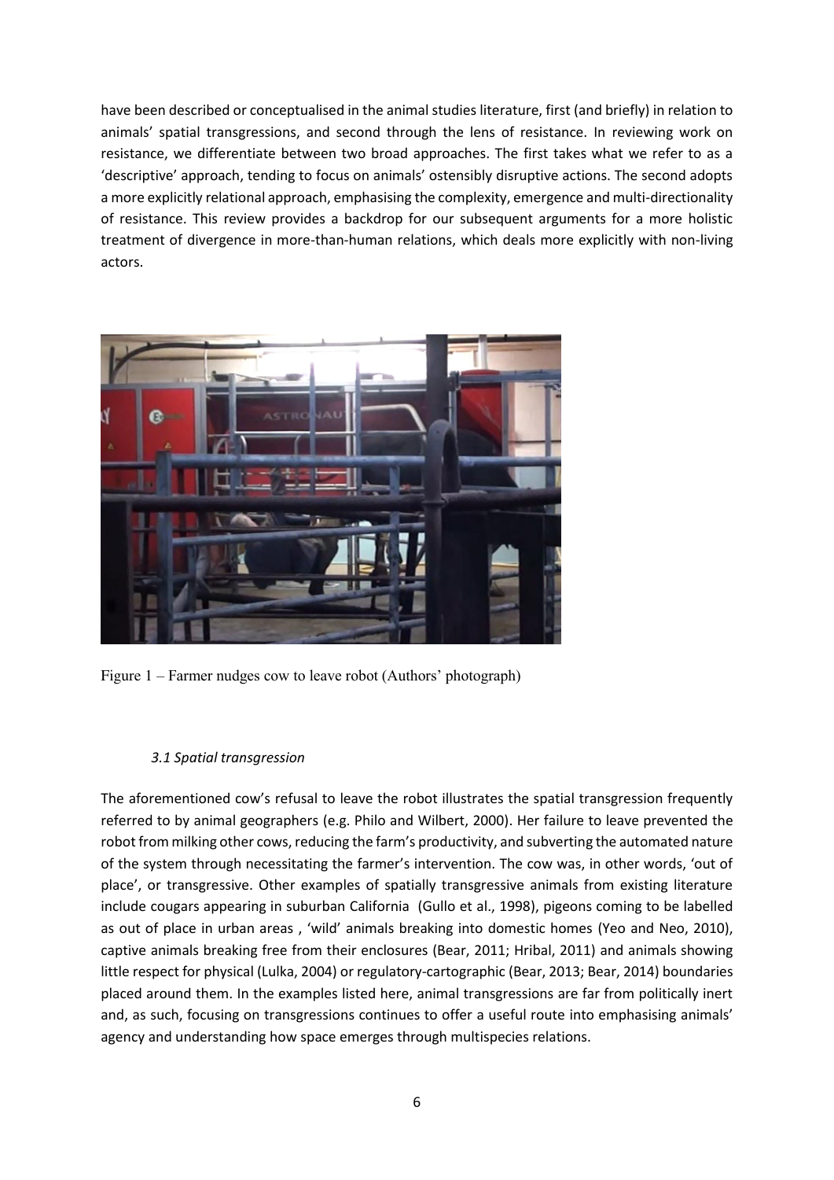have been described or conceptualised in the animal studies literature, first (and briefly) in relation to animals' spatial transgressions, and second through the lens of resistance. In reviewing work on resistance, we differentiate between two broad approaches. The first takes what we refer to as a 'descriptive' approach, tending to focus on animals' ostensibly disruptive actions. The second adopts a more explicitly relational approach, emphasising the complexity, emergence and multi-directionality of resistance. This review provides a backdrop for our subsequent arguments for a more holistic treatment of divergence in more-than-human relations, which deals more explicitly with non-living actors.

Figure 1 – Farmer nudges cow to leave robot (Authors' photograph)

### *3.1 Spatial transgression*

The aforementioned cow's refusal to leave the robot illustrates the spatial transgression frequently referred to by animal geographers (e.g. Philo and Wilbert, 2000). Her failure to leave prevented the robot from milking other cows, reducing the farm's productivity, and subverting the automated nature of the system through necessitating the farmer's intervention. The cow was, in other words, 'out of place', or transgressive. Other examples of spatially transgressive animals from existing literature include cougars appearing in suburban California (Gullo et al., 1998), pigeons coming to be labelled as out of place in urban areas , 'wild' animals breaking into domestic homes (Yeo and Neo, 2010), captive animals breaking free from their enclosures (Bear, 2011; Hribal, 2011) and animals showing little respect for physical (Lulka, 2004) or regulatory-cartographic (Bear, 2013; Bear, 2014) boundaries placed around them. In the examples listed here, animal transgressions are far from politically inert and, as such, focusing on transgressions continues to offer a useful route into emphasising animals' agency and understanding how space emerges through multispecies relations.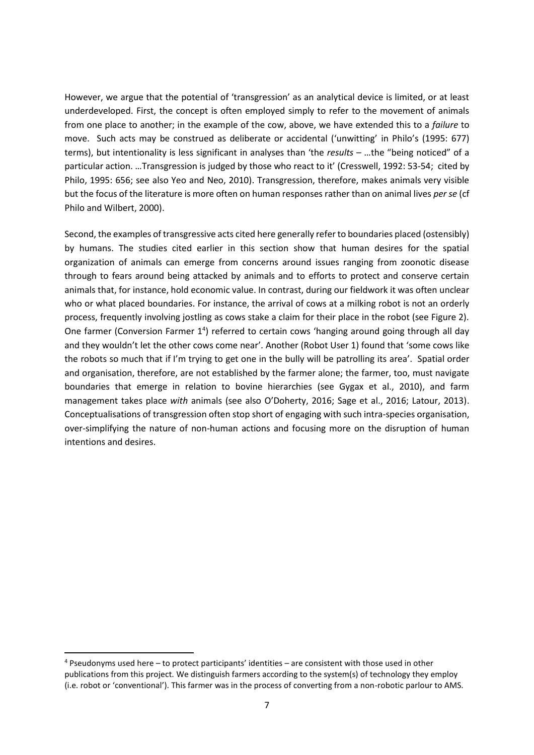However, we argue that the potential of 'transgression' as an analytical device is limited, or at least underdeveloped. First, the concept is often employed simply to refer to the movement of animals from one place to another; in the example of the cow, above, we have extended this to a *failure* to move. Such acts may be construed as deliberate or accidental ('unwitting' in Philo's (1995: 677) terms), but intentionality is less significant in analyses than 'the *results* – …the "being noticed" of a particular action. …Transgression is judged by those who react to it' (Cresswell, 1992: 53-54; cited by Philo, 1995: 656; see also Yeo and Neo, 2010). Transgression, therefore, makes animals very visible but the focus of the literature is more often on human responses rather than on animal lives *per se* (cf Philo and Wilbert, 2000).

Second, the examples of transgressive acts cited here generally refer to boundaries placed (ostensibly) by humans. The studies cited earlier in this section show that human desires for the spatial organization of animals can emerge from concerns around issues ranging from zoonotic disease through to fears around being attacked by animals and to efforts to protect and conserve certain animals that, for instance, hold economic value. In contrast, during our fieldwork it was often unclear who or what placed boundaries. For instance, the arrival of cows at a milking robot is not an orderly process, frequently involving jostling as cows stake a claim for their place in the robot (see Figure 2). One farmer (Conversion Farmer 1[4]) referred to certain cows 'hanging around going through all day and they wouldn't let the other cows come near'. Another (Robot User 1) found that 'some cows like the robots so much that if I'm trying to get one in the bully will be patrolling its area'. Spatial order and organisation, therefore, are not established by the farmer alone; the farmer, too, must navigate boundaries that emerge in relation to bovine hierarchies (see Gygax et al., 2010), and farm management takes place *with* animals (see also O'Doherty, 2016; Sage et al., 2016; Latour, 2013). Conceptualisations of transgression often stop short of engaging with such intra-species organisation, over-simplifying the nature of non-human actions and focusing more on the disruption of human intentions and desires.

[4] Pseudonyms used here – to protect participants' identities – are consistent with those used in other publications from this project. We distinguish farmers according to the system(s) of technology they employ (i.e. robot or 'conventional'). This farmer was in the process of converting from a non-robotic parlour to AMS.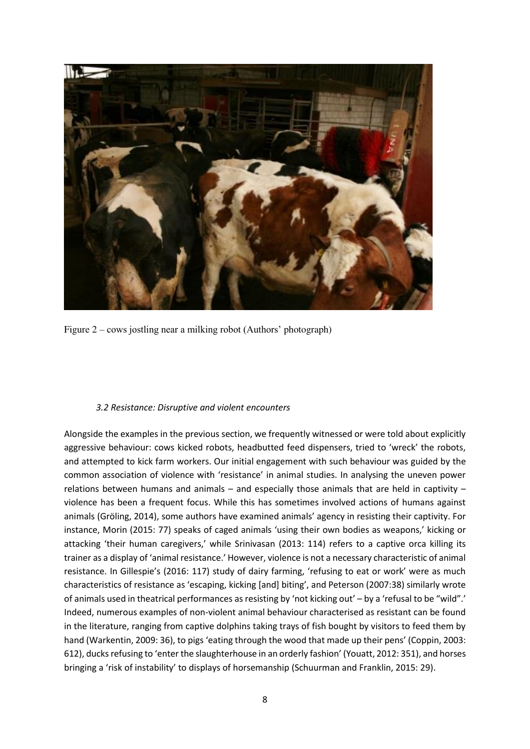Figure 2 – cows jostling near a milking robot (Authors' photograph)

### *3.2 Resistance: Disruptive and violent encounters*

Alongside the examples in the previous section, we frequently witnessed or were told about explicitly aggressive behaviour: cows kicked robots, headbutted feed dispensers, tried to 'wreck' the robots, and attempted to kick farm workers. Our initial engagement with such behaviour was guided by the common association of violence with 'resistance' in animal studies. In analysing the uneven power relations between humans and animals – and especially those animals that are held in captivity – violence has been a frequent focus. While this has sometimes involved actions of humans against animals (Gröling, 2014), some authors have examined animals' agency in resisting their captivity. For instance, Morin (2015: 77) speaks of caged animals 'using their own bodies as weapons,' kicking or attacking 'their human caregivers,' while Srinivasan (2013: 114) refers to a captive orca killing its trainer as a display of 'animal resistance.' However, violence is not a necessary characteristic of animal resistance. In Gillespie's (2016: 117) study of dairy farming, 'refusing to eat or work' were as much characteristics of resistance as 'escaping, kicking [and] biting', and Peterson (2007:38) similarly wrote of animals used in theatrical performances as resisting by 'not kicking out' – by a 'refusal to be "wild".' Indeed, numerous examples of non-violent animal behaviour characterised as resistant can be found in the literature, ranging from captive dolphins taking trays of fish bought by visitors to feed them by hand (Warkentin, 2009: 36), to pigs 'eating through the wood that made up their pens' (Coppin, 2003: 612), ducks refusing to 'enter the slaughterhouse in an orderly fashion' (Youatt, 2012: 351), and horses bringing a 'risk of instability' to displays of horsemanship (Schuurman and Franklin, 2015: 29).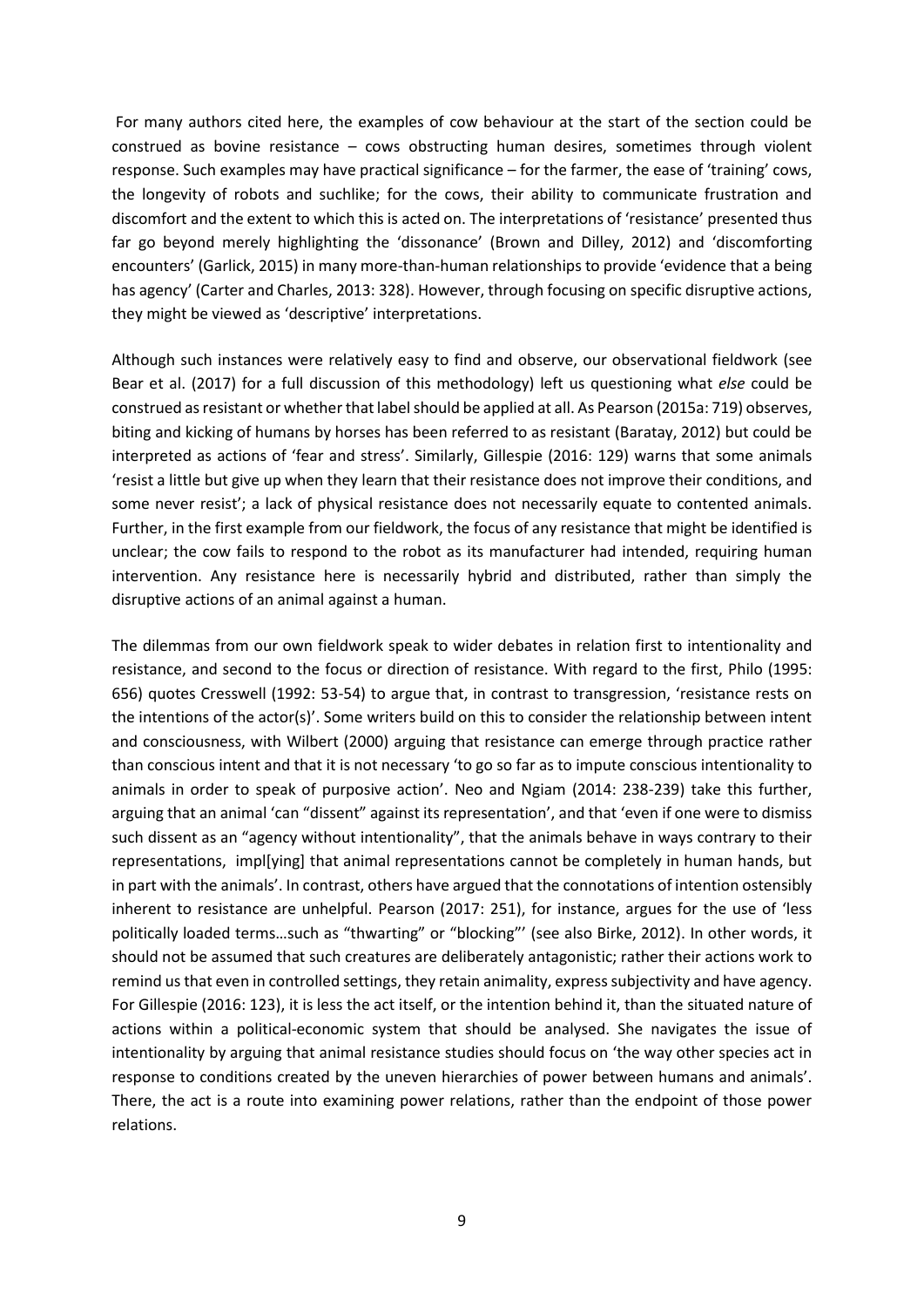For many authors cited here, the examples of cow behaviour at the start of the section could be construed as bovine resistance – cows obstructing human desires, sometimes through violent response. Such examples may have practical significance – for the farmer, the ease of 'training' cows, the longevity of robots and suchlike; for the cows, their ability to communicate frustration and discomfort and the extent to which this is acted on. The interpretations of 'resistance' presented thus far go beyond merely highlighting the 'dissonance' (Brown and Dilley, 2012) and 'discomforting encounters' (Garlick, 2015) in many more-than-human relationships to provide 'evidence that a being has agency' (Carter and Charles, 2013: 328). However, through focusing on specific disruptive actions, they might be viewed as 'descriptive' interpretations.

Although such instances were relatively easy to find and observe, our observational fieldwork (see Bear et al. (2017) for a full discussion of this methodology) left us questioning what *else* could be construed as resistant or whether that label should be applied at all. As Pearson (2015a: 719) observes, biting and kicking of humans by horses has been referred to as resistant (Baratay, 2012) but could be interpreted as actions of 'fear and stress'. Similarly, Gillespie (2016: 129) warns that some animals 'resist a little but give up when they learn that their resistance does not improve their conditions, and some never resist'; a lack of physical resistance does not necessarily equate to contented animals. Further, in the first example from our fieldwork, the focus of any resistance that might be identified is unclear; the cow fails to respond to the robot as its manufacturer had intended, requiring human intervention. Any resistance here is necessarily hybrid and distributed, rather than simply the disruptive actions of an animal against a human.

The dilemmas from our own fieldwork speak to wider debates in relation first to intentionality and resistance, and second to the focus or direction of resistance. With regard to the first, Philo (1995: 656) quotes Cresswell (1992: 53-54) to argue that, in contrast to transgression, 'resistance rests on the intentions of the actor(s)'. Some writers build on this to consider the relationship between intent and consciousness, with Wilbert (2000) arguing that resistance can emerge through practice rather than conscious intent and that it is not necessary 'to go so far as to impute conscious intentionality to animals in order to speak of purposive action'. Neo and Ngiam (2014: 238-239) take this further, arguing that an animal 'can "dissent" against its representation', and that 'even if one were to dismiss such dissent as an "agency without intentionality", that the animals behave in ways contrary to their representations, impl[ying] that animal representations cannot be completely in human hands, but in part with the animals'. In contrast, others have argued that the connotations of intention ostensibly inherent to resistance are unhelpful. Pearson (2017: 251), for instance, argues for the use of 'less politically loaded terms…such as "thwarting" or "blocking"' (see also Birke, 2012). In other words, it should not be assumed that such creatures are deliberately antagonistic; rather their actions work to remind us that even in controlled settings, they retain animality, express subjectivity and have agency. For Gillespie (2016: 123), it is less the act itself, or the intention behind it, than the situated nature of actions within a political-economic system that should be analysed. She navigates the issue of intentionality by arguing that animal resistance studies should focus on 'the way other species act in response to conditions created by the uneven hierarchies of power between humans and animals'. There, the act is a route into examining power relations, rather than the endpoint of those power relations.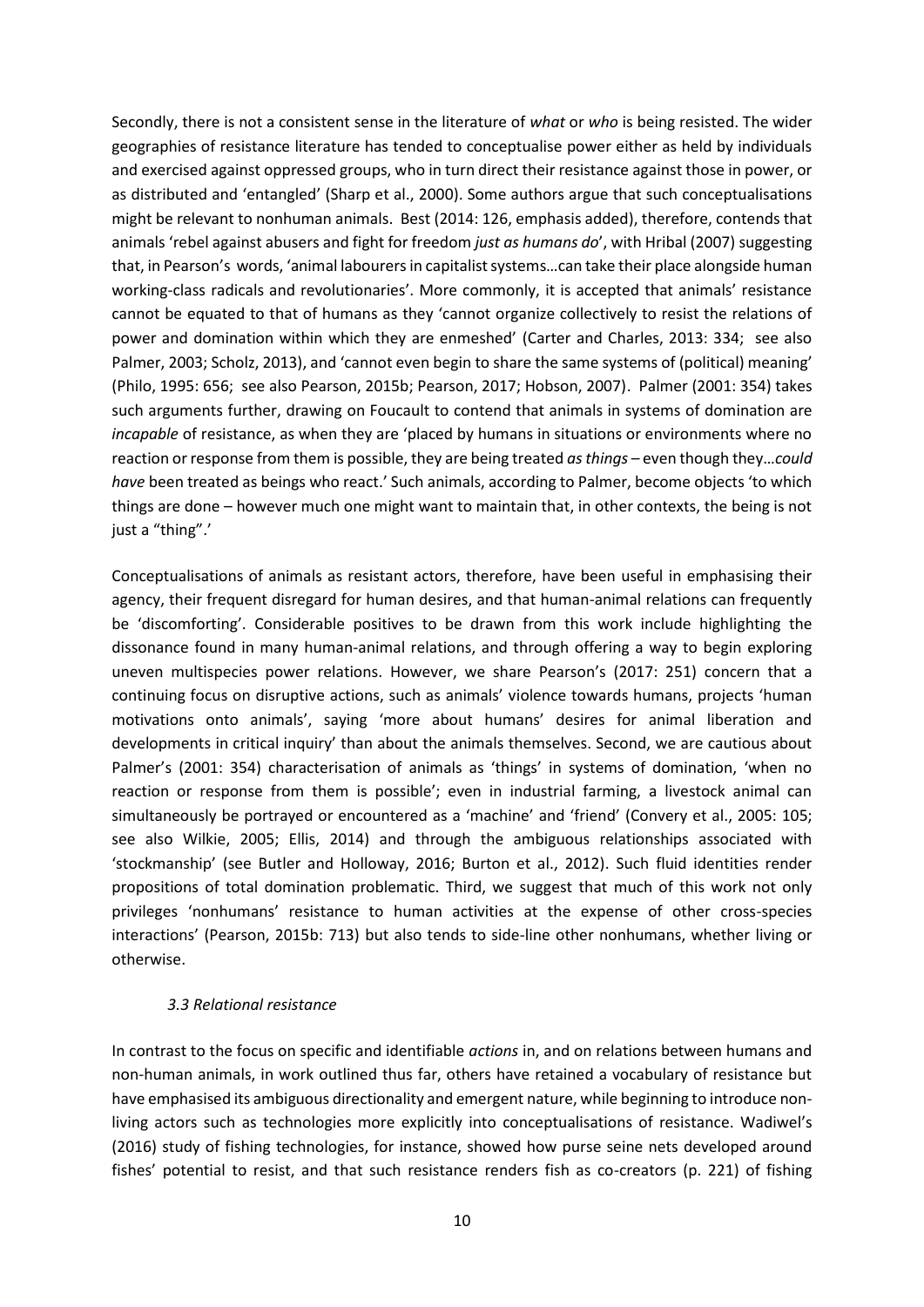Secondly, there is not a consistent sense in the literature of *what* or *who* is being resisted. The wider geographies of resistance literature has tended to conceptualise power either as held by individuals and exercised against oppressed groups, who in turn direct their resistance against those in power, or as distributed and 'entangled' (Sharp et al., 2000). Some authors argue that such conceptualisations might be relevant to nonhuman animals. Best (2014: 126, emphasis added), therefore, contends that animals 'rebel against abusers and fight for freedom *just as humans do*', with Hribal (2007) suggesting that, in Pearson's words, 'animal labourers in capitalist systems…can take their place alongside human working-class radicals and revolutionaries'. More commonly, it is accepted that animals' resistance cannot be equated to that of humans as they 'cannot organize collectively to resist the relations of power and domination within which they are enmeshed' (Carter and Charles, 2013: 334; see also Palmer, 2003; Scholz, 2013), and 'cannot even begin to share the same systems of (political) meaning' (Philo, 1995: 656; see also Pearson, 2015b; Pearson, 2017; Hobson, 2007). Palmer (2001: 354) takes such arguments further, drawing on Foucault to contend that animals in systems of domination are *incapable* of resistance, as when they are 'placed by humans in situations or environments where no reaction or response from them is possible, they are being treated *as things* – even though they…*could have* been treated as beings who react.' Such animals, according to Palmer, become objects 'to which things are done – however much one might want to maintain that, in other contexts, the being is not just a "thing".'

Conceptualisations of animals as resistant actors, therefore, have been useful in emphasising their agency, their frequent disregard for human desires, and that human-animal relations can frequently be 'discomforting'. Considerable positives to be drawn from this work include highlighting the dissonance found in many human-animal relations, and through offering a way to begin exploring uneven multispecies power relations. However, we share Pearson's (2017: 251) concern that a continuing focus on disruptive actions, such as animals' violence towards humans, projects 'human motivations onto animals', saying 'more about humans' desires for animal liberation and developments in critical inquiry' than about the animals themselves. Second, we are cautious about Palmer's (2001: 354) characterisation of animals as 'things' in systems of domination, 'when no reaction or response from them is possible'; even in industrial farming, a livestock animal can simultaneously be portrayed or encountered as a 'machine' and 'friend' (Convery et al., 2005: 105; see also Wilkie, 2005; Ellis, 2014) and through the ambiguous relationships associated with 'stockmanship' (see Butler and Holloway, 2016; Burton et al., 2012). Such fluid identities render propositions of total domination problematic. Third, we suggest that much of this work not only privileges 'nonhumans' resistance to human activities at the expense of other cross-species interactions' (Pearson, 2015b: 713) but also tends to side-line other nonhumans, whether living or otherwise.

### *3.3 Relational resistance*

In contrast to the focus on specific and identifiable *actions* in, and on relations between humans and non-human animals, in work outlined thus far, others have retained a vocabulary of resistance but have emphasised its ambiguous directionality and emergent nature, while beginning to introduce non-living actors such as technologies more explicitly into conceptualisations of resistance. Wadiwel's (2016) study of fishing technologies, for instance, showed how purse seine nets developed around fishes' potential to resist, and that such resistance renders fish as co-creators (p. 221) of fishing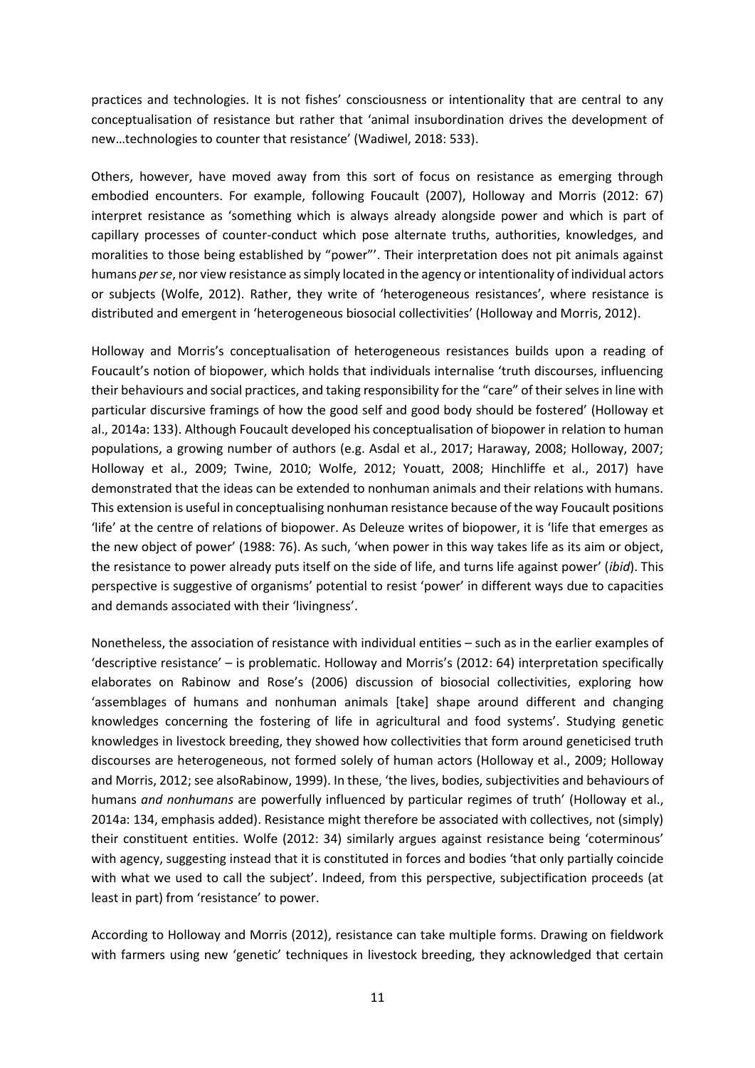practices and technologies. It is not fishes' consciousness or intentionality that are central to any conceptualisation of resistance but rather that 'animal insubordination drives the development of new…technologies to counter that resistance' (Wadiwel, 2018: 533).

Others, however, have moved away from this sort of focus on resistance as emerging through embodied encounters. For example, following Foucault (2007), Holloway and Morris (2012: 67) interpret resistance as 'something which is always already alongside power and which is part of capillary processes of counter-conduct which pose alternate truths, authorities, knowledges, and moralities to those being established by "power"'. Their interpretation does not pit animals against humans *per se*, nor view resistance as simply located in the agency or intentionality of individual actors or subjects (Wolfe, 2012). Rather, they write of 'heterogeneous resistances', where resistance is distributed and emergent in 'heterogeneous biosocial collectivities' (Holloway and Morris, 2012).

Holloway and Morris's conceptualisation of heterogeneous resistances builds upon a reading of Foucault's notion of biopower, which holds that individuals internalise 'truth discourses, influencing their behaviours and social practices, and taking responsibility for the "care" of their selves in line with particular discursive framings of how the good self and good body should be fostered' (Holloway et al., 2014a: 133). Although Foucault developed his conceptualisation of biopower in relation to human populations, a growing number of authors (e.g. Asdal et al., 2017; Haraway, 2008; Holloway, 2007; Holloway et al., 2009; Twine, 2010; Wolfe, 2012; Youatt, 2008; Hinchliffe et al., 2017) have demonstrated that the ideas can be extended to nonhuman animals and their relations with humans. This extension is useful in conceptualising nonhuman resistance because of the way Foucault positions 'life' at the centre of relations of biopower. As Deleuze writes of biopower, it is 'life that emerges as the new object of power' (1988: 76). As such, 'when power in this way takes life as its aim or object, the resistance to power already puts itself on the side of life, and turns life against power' (*ibid*). This perspective is suggestive of organisms' potential to resist 'power' in different ways due to capacities and demands associated with their 'livingness'.

Nonetheless, the association of resistance with individual entities – such as in the earlier examples of 'descriptive resistance' – is problematic. Holloway and Morris's (2012: 64) interpretation specifically elaborates on Rabinow and Rose's (2006) discussion of biosocial collectivities, exploring how 'assemblages of humans and nonhuman animals [take] shape around different and changing knowledges concerning the fostering of life in agricultural and food systems'. Studying genetic knowledges in livestock breeding, they showed how collectivities that form around geneticised truth discourses are heterogeneous, not formed solely of human actors (Holloway et al., 2009; Holloway and Morris, 2012; see alsoRabinow, 1999). In these, 'the lives, bodies, subjectivities and behaviours of humans *and nonhumans* are powerfully influenced by particular regimes of truth' (Holloway et al., 2014a: 134, emphasis added). Resistance might therefore be associated with collectives, not (simply) their constituent entities. Wolfe (2012: 34) similarly argues against resistance being 'coterminous' with agency, suggesting instead that it is constituted in forces and bodies 'that only partially coincide with what we used to call the subject'. Indeed, from this perspective, subjectification proceeds (at least in part) from 'resistance' to power.

According to Holloway and Morris (2012), resistance can take multiple forms. Drawing on fieldwork with farmers using new 'genetic' techniques in livestock breeding, they acknowledged that certain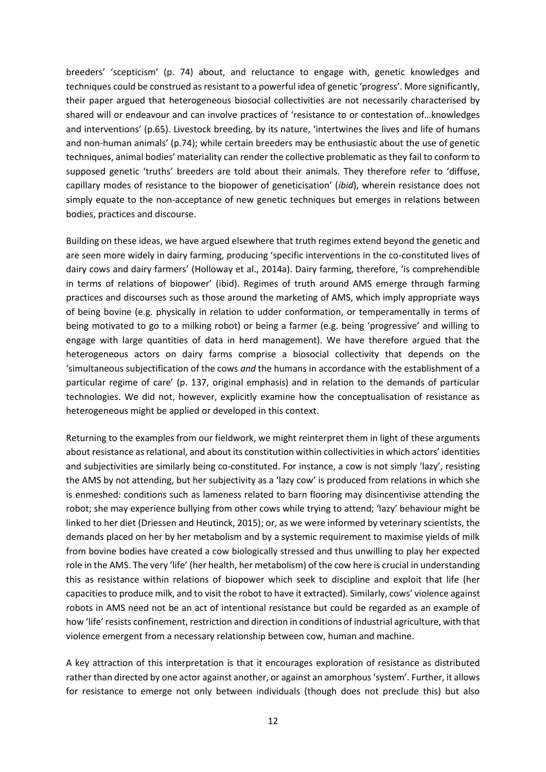breeders' 'scepticism' (p. 74) about, and reluctance to engage with, genetic knowledges and techniques could be construed as resistant to a powerful idea of genetic 'progress'. More significantly, their paper argued that heterogeneous biosocial collectivities are not necessarily characterised by shared will or endeavour and can involve practices of 'resistance to or contestation of…knowledges and interventions' (p.65). Livestock breeding, by its nature, 'intertwines the lives and life of humans and non-human animals' (p.74); while certain breeders may be enthusiastic about the use of genetic techniques, animal bodies' materiality can render the collective problematic as they fail to conform to supposed genetic 'truths' breeders are told about their animals. They therefore refer to 'diffuse, capillary modes of resistance to the biopower of geneticisation' (*ibid*), wherein resistance does not simply equate to the non-acceptance of new genetic techniques but emerges in relations between bodies, practices and discourse.

Building on these ideas, we have argued elsewhere that truth regimes extend beyond the genetic and are seen more widely in dairy farming, producing 'specific interventions in the co-constituted lives of dairy cows and dairy farmers' (Holloway et al., 2014a). Dairy farming, therefore, 'is comprehendible in terms of relations of biopower' (ibid). Regimes of truth around AMS emerge through farming practices and discourses such as those around the marketing of AMS, which imply appropriate ways of being bovine (e.g. physically in relation to udder conformation, or temperamentally in terms of being motivated to go to a milking robot) or being a farmer (e.g. being 'progressive' and willing to engage with large quantities of data in herd management). We have therefore argued that the heterogeneous actors on dairy farms comprise a biosocial collectivity that depends on the 'simultaneous subjectification of the cows *and* the humans in accordance with the establishment of a particular regime of care' (p. 137, original emphasis) and in relation to the demands of particular technologies. We did not, however, explicitly examine how the conceptualisation of resistance as heterogeneous might be applied or developed in this context.

Returning to the examples from our fieldwork, we might reinterpret them in light of these arguments about resistance as relational, and about its constitution within collectivities in which actors' identities and subjectivities are similarly being co-constituted. For instance, a cow is not simply 'lazy', resisting the AMS by not attending, but her subjectivity as a 'lazy cow' is produced from relations in which she is enmeshed: conditions such as lameness related to barn flooring may disincentivise attending the robot; she may experience bullying from other cows while trying to attend; 'lazy' behaviour might be linked to her diet (Driessen and Heutinck, 2015); or, as we were informed by veterinary scientists, the demands placed on her by her metabolism and by a systemic requirement to maximise yields of milk from bovine bodies have created a cow biologically stressed and thus unwilling to play her expected role in the AMS. The very 'life' (her health, her metabolism) of the cow here is crucial in understanding this as resistance within relations of biopower which seek to discipline and exploit that life (her capacities to produce milk, and to visit the robot to have it extracted). Similarly, cows' violence against robots in AMS need not be an act of intentional resistance but could be regarded as an example of how 'life' resists confinement, restriction and direction in conditions of industrial agriculture, with that violence emergent from a necessary relationship between cow, human and machine.

A key attraction of this interpretation is that it encourages exploration of resistance as distributed rather than directed by one actor against another, or against an amorphous 'system'. Further, it allows for resistance to emerge not only between individuals (though does not preclude this) but also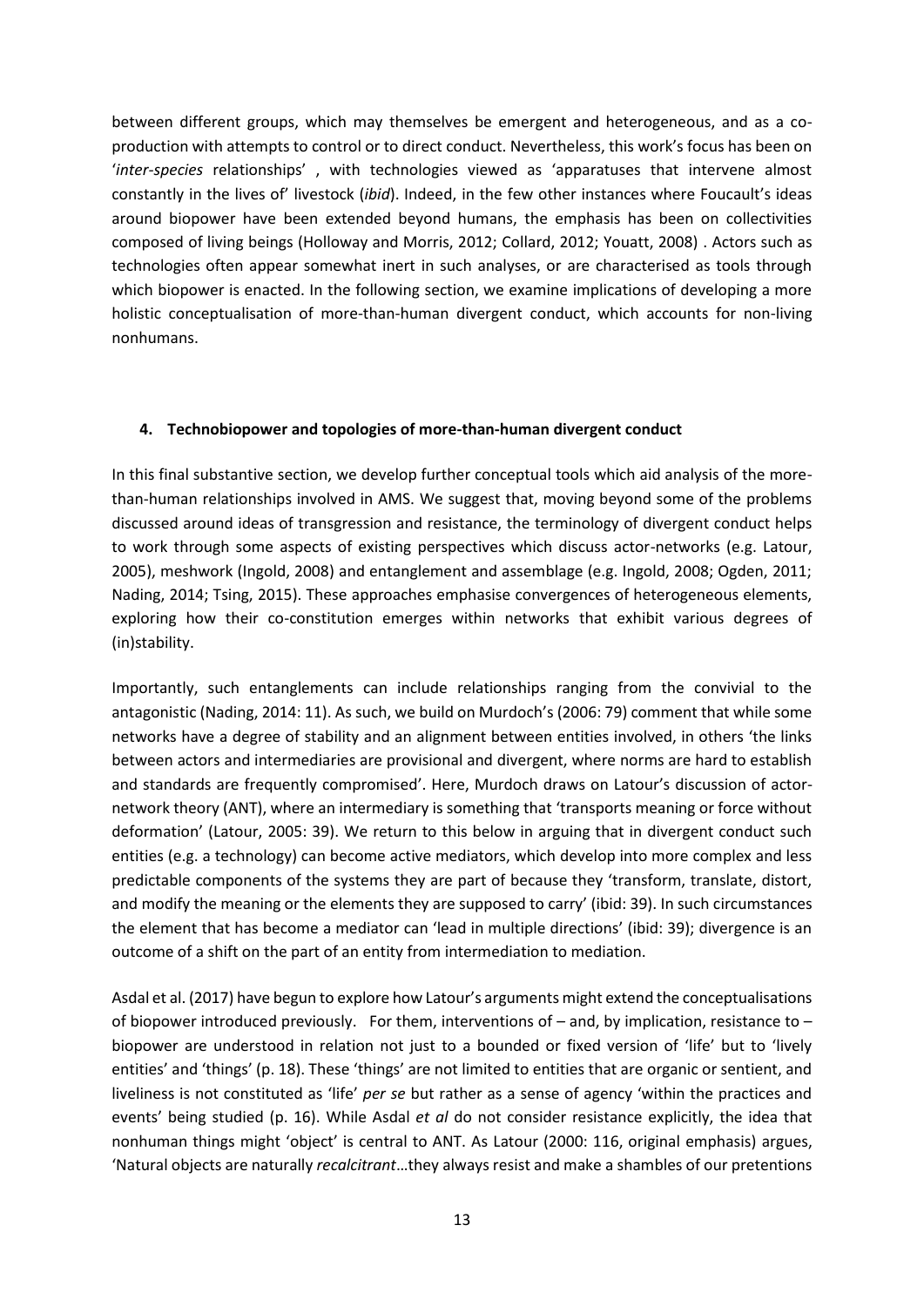between different groups, which may themselves be emergent and heterogeneous, and as a co-production with attempts to control or to direct conduct. Nevertheless, this work's focus has been on '*inter-species* relationships' , with technologies viewed as 'apparatuses that intervene almost constantly in the lives of' livestock (*ibid*). Indeed, in the few other instances where Foucault's ideas around biopower have been extended beyond humans, the emphasis has been on collectivities composed of living beings (Holloway and Morris, 2012; Collard, 2012; Youatt, 2008) . Actors such as technologies often appear somewhat inert in such analyses, or are characterised as tools through which biopower is enacted. In the following section, we examine implications of developing a more holistic conceptualisation of more-than-human divergent conduct, which accounts for non-living nonhumans.

#### 4. Technobiopower and topologies of more-than-human divergent conduct

In this final substantive section, we develop further conceptual tools which aid analysis of the more-than-human relationships involved in AMS. We suggest that, moving beyond some of the problems discussed around ideas of transgression and resistance, the terminology of divergent conduct helps to work through some aspects of existing perspectives which discuss actor-networks (e.g. Latour, 2005), meshwork (Ingold, 2008) and entanglement and assemblage (e.g. Ingold, 2008; Ogden, 2011; Nading, 2014; Tsing, 2015). These approaches emphasise convergences of heterogeneous elements, exploring how their co-constitution emerges within networks that exhibit various degrees of (in)stability.

Importantly, such entanglements can include relationships ranging from the convivial to the antagonistic (Nading, 2014: 11). As such, we build on Murdoch's (2006: 79) comment that while some networks have a degree of stability and an alignment between entities involved, in others 'the links between actors and intermediaries are provisional and divergent, where norms are hard to establish and standards are frequently compromised'. Here, Murdoch draws on Latour's discussion of actor-network theory (ANT), where an intermediary is something that 'transports meaning or force without deformation' (Latour, 2005: 39). We return to this below in arguing that in divergent conduct such entities (e.g. a technology) can become active mediators, which develop into more complex and less predictable components of the systems they are part of because they 'transform, translate, distort, and modify the meaning or the elements they are supposed to carry' (ibid: 39). In such circumstances the element that has become a mediator can 'lead in multiple directions' (ibid: 39); divergence is an outcome of a shift on the part of an entity from intermediation to mediation.

Asdal et al. (2017) have begun to explore how Latour's arguments might extend the conceptualisations of biopower introduced previously. For them, interventions of – and, by implication, resistance to – biopower are understood in relation not just to a bounded or fixed version of 'life' but to 'lively entities' and 'things' (p. 18). These 'things' are not limited to entities that are organic or sentient, and liveliness is not constituted as 'life' *per se* but rather as a sense of agency 'within the practices and events' being studied (p. 16). While Asdal *et al* do not consider resistance explicitly, the idea that nonhuman things might 'object' is central to ANT. As Latour (2000: 116, original emphasis) argues, 'Natural objects are naturally *recalcitrant*…they always resist and make a shambles of our pretentions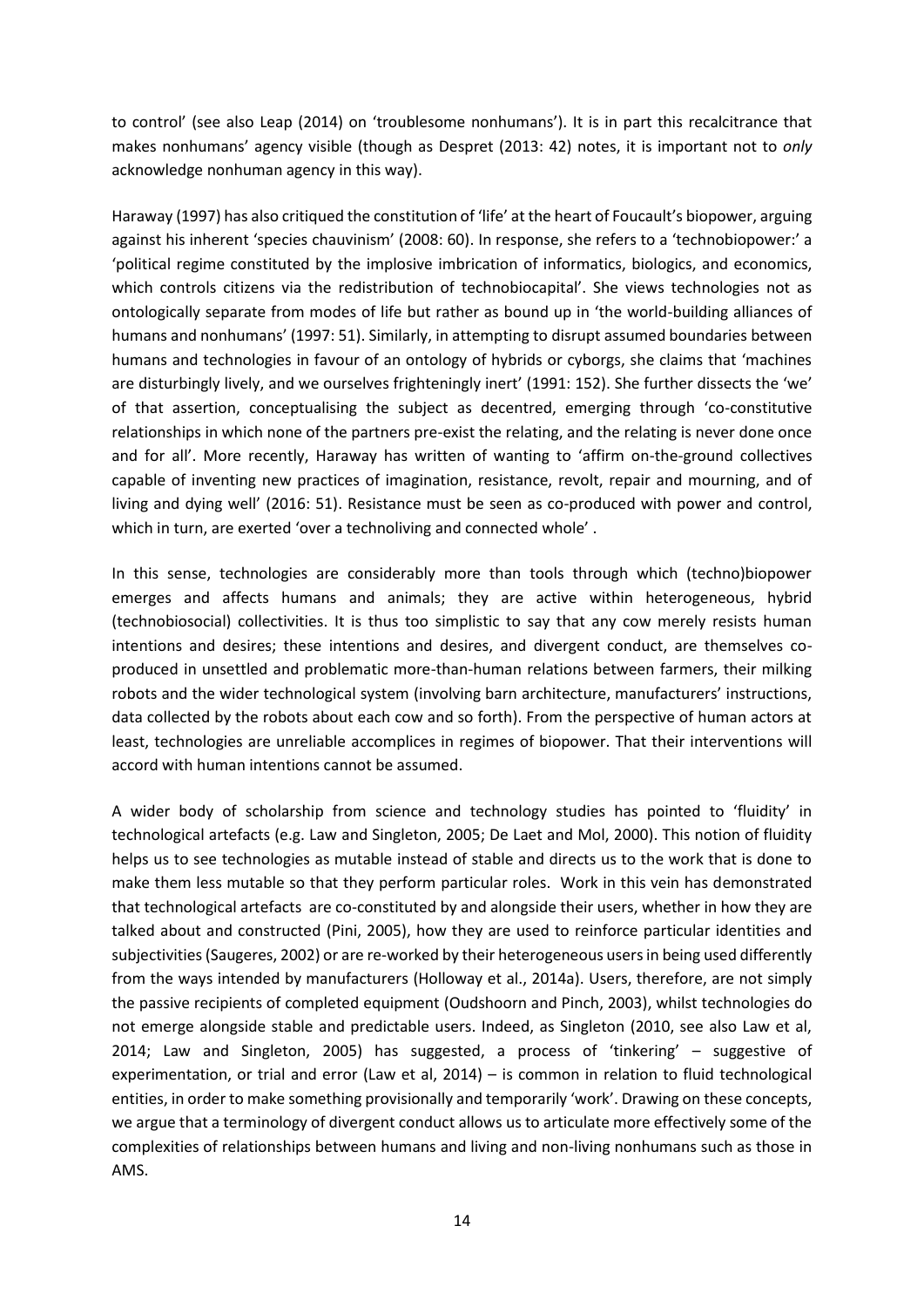to control' (see also Leap (2014) on 'troublesome nonhumans'). It is in part this recalcitrance that makes nonhumans' agency visible (though as Despret (2013: 42) notes, it is important not to *only* acknowledge nonhuman agency in this way).

Haraway (1997) has also critiqued the constitution of 'life' at the heart of Foucault's biopower, arguing against his inherent 'species chauvinism' (2008: 60). In response, she refers to a 'technobiopower:' a 'political regime constituted by the implosive imbrication of informatics, biologics, and economics, which controls citizens via the redistribution of technobiocapital'. She views technologies not as ontologically separate from modes of life but rather as bound up in 'the world-building alliances of humans and nonhumans' (1997: 51). Similarly, in attempting to disrupt assumed boundaries between humans and technologies in favour of an ontology of hybrids or cyborgs, she claims that 'machines are disturbingly lively, and we ourselves frighteningly inert' (1991: 152). She further dissects the 'we' of that assertion, conceptualising the subject as decentred, emerging through 'co-constitutive relationships in which none of the partners pre-exist the relating, and the relating is never done once and for all'. More recently, Haraway has written of wanting to 'affirm on-the-ground collectives capable of inventing new practices of imagination, resistance, revolt, repair and mourning, and of living and dying well' (2016: 51). Resistance must be seen as co-produced with power and control, which in turn, are exerted 'over a technoliving and connected whole' .

In this sense, technologies are considerably more than tools through which (techno)biopower emerges and affects humans and animals; they are active within heterogeneous, hybrid (technobiosocial) collectivities. It is thus too simplistic to say that any cow merely resists human intentions and desires; these intentions and desires, and divergent conduct, are themselves co-produced in unsettled and problematic more-than-human relations between farmers, their milking robots and the wider technological system (involving barn architecture, manufacturers' instructions, data collected by the robots about each cow and so forth). From the perspective of human actors at least, technologies are unreliable accomplices in regimes of biopower. That their interventions will accord with human intentions cannot be assumed.

A wider body of scholarship from science and technology studies has pointed to 'fluidity' in technological artefacts (e.g. Law and Singleton, 2005; De Laet and Mol, 2000). This notion of fluidity helps us to see technologies as mutable instead of stable and directs us to the work that is done to make them less mutable so that they perform particular roles. Work in this vein has demonstrated that technological artefacts are co-constituted by and alongside their users, whether in how they are talked about and constructed (Pini, 2005), how they are used to reinforce particular identities and subjectivities (Saugeres, 2002) or are re-worked by their heterogeneous users in being used differently from the ways intended by manufacturers (Holloway et al., 2014a). Users, therefore, are not simply the passive recipients of completed equipment (Oudshoorn and Pinch, 2003), whilst technologies do not emerge alongside stable and predictable users. Indeed, as Singleton (2010, see also Law et al, 2014; Law and Singleton, 2005) has suggested, a process of 'tinkering' – suggestive of experimentation, or trial and error (Law et al, 2014) – is common in relation to fluid technological entities, in order to make something provisionally and temporarily 'work'. Drawing on these concepts, we argue that a terminology of divergent conduct allows us to articulate more effectively some of the complexities of relationships between humans and living and non-living nonhumans such as those in AMS.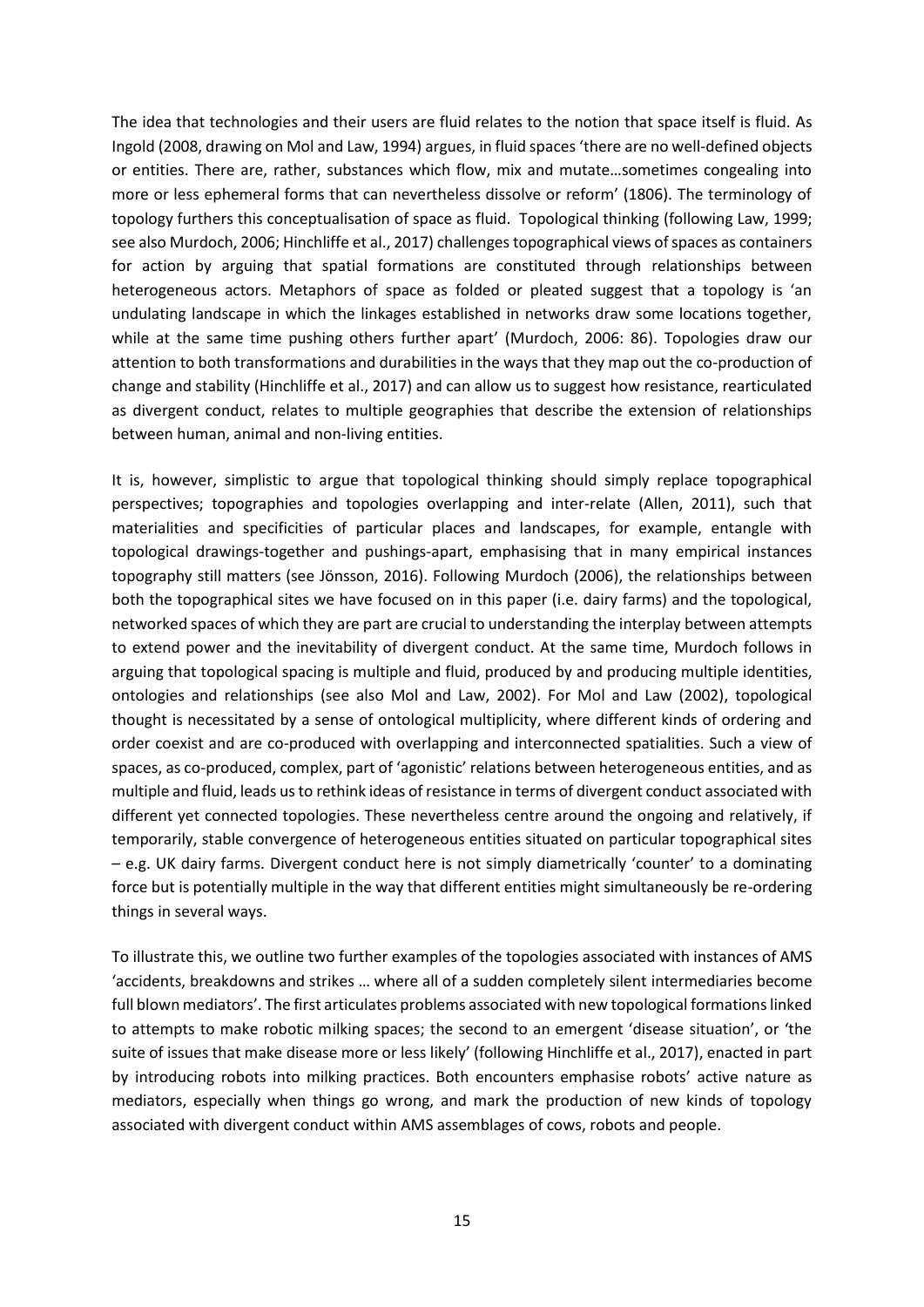The idea that technologies and their users are fluid relates to the notion that space itself is fluid. As Ingold (2008, drawing on Mol and Law, 1994) argues, in fluid spaces 'there are no well-defined objects or entities. There are, rather, substances which flow, mix and mutate…sometimes congealing into more or less ephemeral forms that can nevertheless dissolve or reform' (1806). The terminology of topology furthers this conceptualisation of space as fluid. Topological thinking (following Law, 1999; see also Murdoch, 2006; Hinchliffe et al., 2017) challenges topographical views of spaces as containers for action by arguing that spatial formations are constituted through relationships between heterogeneous actors. Metaphors of space as folded or pleated suggest that a topology is 'an undulating landscape in which the linkages established in networks draw some locations together, while at the same time pushing others further apart' (Murdoch, 2006: 86). Topologies draw our attention to both transformations and durabilities in the ways that they map out the co-production of change and stability (Hinchliffe et al., 2017) and can allow us to suggest how resistance, rearticulated as divergent conduct, relates to multiple geographies that describe the extension of relationships between human, animal and non-living entities.

It is, however, simplistic to argue that topological thinking should simply replace topographical perspectives; topographies and topologies overlapping and inter-relate (Allen, 2011), such that materialities and specificities of particular places and landscapes, for example, entangle with topological drawings-together and pushings-apart, emphasising that in many empirical instances topography still matters (see Jönsson, 2016). Following Murdoch (2006), the relationships between both the topographical sites we have focused on in this paper (i.e. dairy farms) and the topological, networked spaces of which they are part are crucial to understanding the interplay between attempts to extend power and the inevitability of divergent conduct. At the same time, Murdoch follows in arguing that topological spacing is multiple and fluid, produced by and producing multiple identities, ontologies and relationships (see also Mol and Law, 2002). For Mol and Law (2002), topological thought is necessitated by a sense of ontological multiplicity, where different kinds of ordering and order coexist and are co-produced with overlapping and interconnected spatialities. Such a view of spaces, as co-produced, complex, part of 'agonistic' relations between heterogeneous entities, and as multiple and fluid, leads us to rethink ideas of resistance in terms of divergent conduct associated with different yet connected topologies. These nevertheless centre around the ongoing and relatively, if temporarily, stable convergence of heterogeneous entities situated on particular topographical sites – e.g. UK dairy farms. Divergent conduct here is not simply diametrically 'counter' to a dominating force but is potentially multiple in the way that different entities might simultaneously be re-ordering things in several ways.

To illustrate this, we outline two further examples of the topologies associated with instances of AMS 'accidents, breakdowns and strikes … where all of a sudden completely silent intermediaries become full blown mediators'. The first articulates problems associated with new topological formations linked to attempts to make robotic milking spaces; the second to an emergent 'disease situation', or 'the suite of issues that make disease more or less likely' (following Hinchliffe et al., 2017), enacted in part by introducing robots into milking practices. Both encounters emphasise robots' active nature as mediators, especially when things go wrong, and mark the production of new kinds of topology associated with divergent conduct within AMS assemblages of cows, robots and people.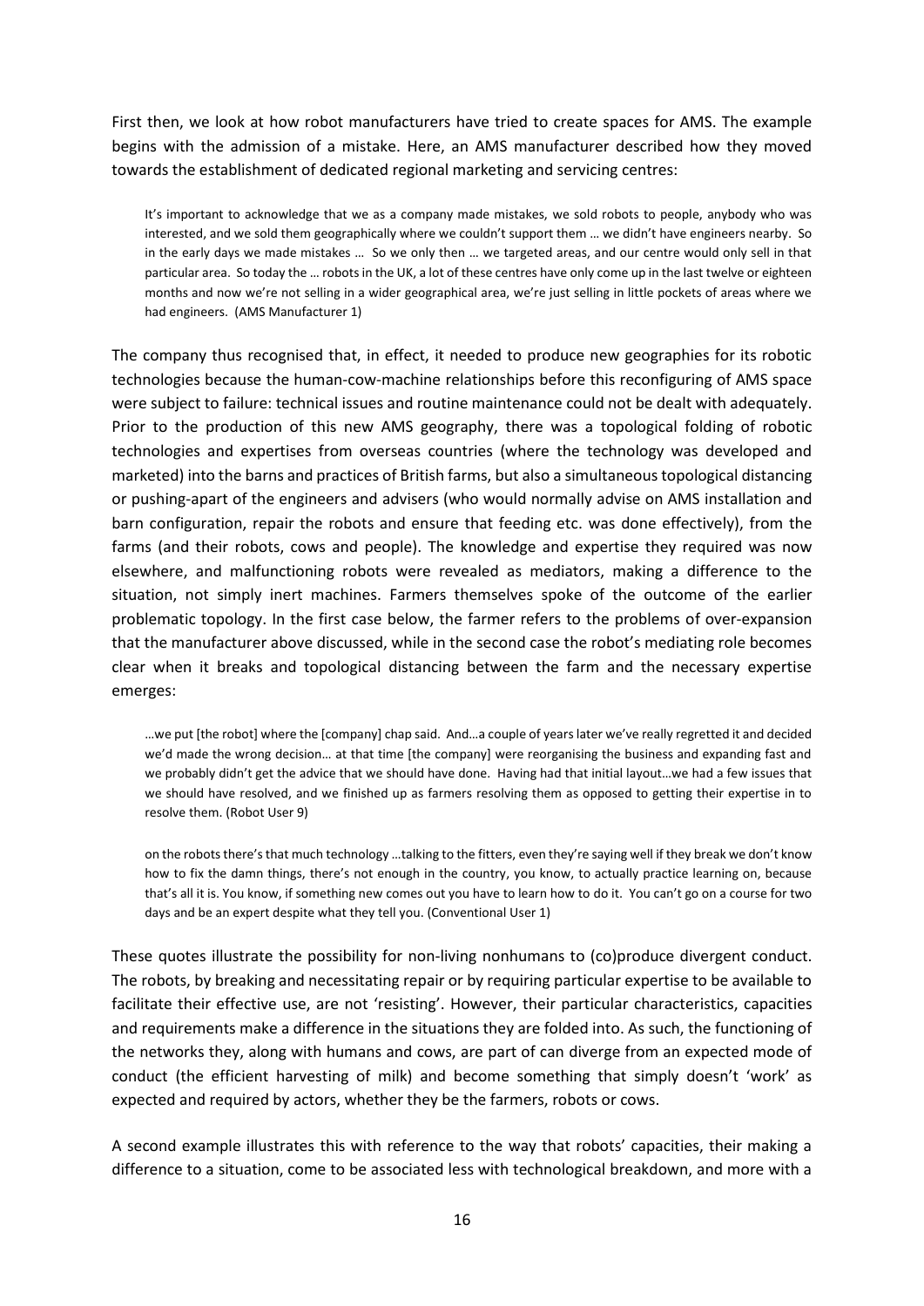First then, we look at how robot manufacturers have tried to create spaces for AMS. The example begins with the admission of a mistake. Here, an AMS manufacturer described how they moved towards the establishment of dedicated regional marketing and servicing centres:

> It's important to acknowledge that we as a company made mistakes, we sold robots to people, anybody who was interested, and we sold them geographically where we couldn't support them … we didn't have engineers nearby. So in the early days we made mistakes … So we only then … we targeted areas, and our centre would only sell in that particular area. So today the … robots in the UK, a lot of these centres have only come up in the last twelve or eighteen months and now we're not selling in a wider geographical area, we're just selling in little pockets of areas where we had engineers. (AMS Manufacturer 1)

The company thus recognised that, in effect, it needed to produce new geographies for its robotic technologies because the human-cow-machine relationships before this reconfiguring of AMS space were subject to failure: technical issues and routine maintenance could not be dealt with adequately. Prior to the production of this new AMS geography, there was a topological folding of robotic technologies and expertises from overseas countries (where the technology was developed and marketed) into the barns and practices of British farms, but also a simultaneous topological distancing or pushing-apart of the engineers and advisers (who would normally advise on AMS installation and barn configuration, repair the robots and ensure that feeding etc. was done effectively), from the farms (and their robots, cows and people). The knowledge and expertise they required was now elsewhere, and malfunctioning robots were revealed as mediators, making a difference to the situation, not simply inert machines. Farmers themselves spoke of the outcome of the earlier problematic topology. In the first case below, the farmer refers to the problems of over-expansion that the manufacturer above discussed, while in the second case the robot's mediating role becomes clear when it breaks and topological distancing between the farm and the necessary expertise emerges:

> …we put [the robot] where the [company] chap said. And…a couple of years later we've really regretted it and decided we'd made the wrong decision… at that time [the company] were reorganising the business and expanding fast and we probably didn't get the advice that we should have done. Having had that initial layout…we had a few issues that we should have resolved, and we finished up as farmers resolving them as opposed to getting their expertise in to resolve them. (Robot User 9)

> on the robots there's that much technology …talking to the fitters, even they're saying well if they break we don't know how to fix the damn things, there's not enough in the country, you know, to actually practice learning on, because that's all it is. You know, if something new comes out you have to learn how to do it. You can't go on a course for two days and be an expert despite what they tell you. (Conventional User 1)

These quotes illustrate the possibility for non-living nonhumans to (co)produce divergent conduct. The robots, by breaking and necessitating repair or by requiring particular expertise to be available to facilitate their effective use, are not 'resisting'. However, their particular characteristics, capacities and requirements make a difference in the situations they are folded into. As such, the functioning of the networks they, along with humans and cows, are part of can diverge from an expected mode of conduct (the efficient harvesting of milk) and become something that simply doesn't 'work' as expected and required by actors, whether they be the farmers, robots or cows.

A second example illustrates this with reference to the way that robots' capacities, their making a difference to a situation, come to be associated less with technological breakdown, and more with a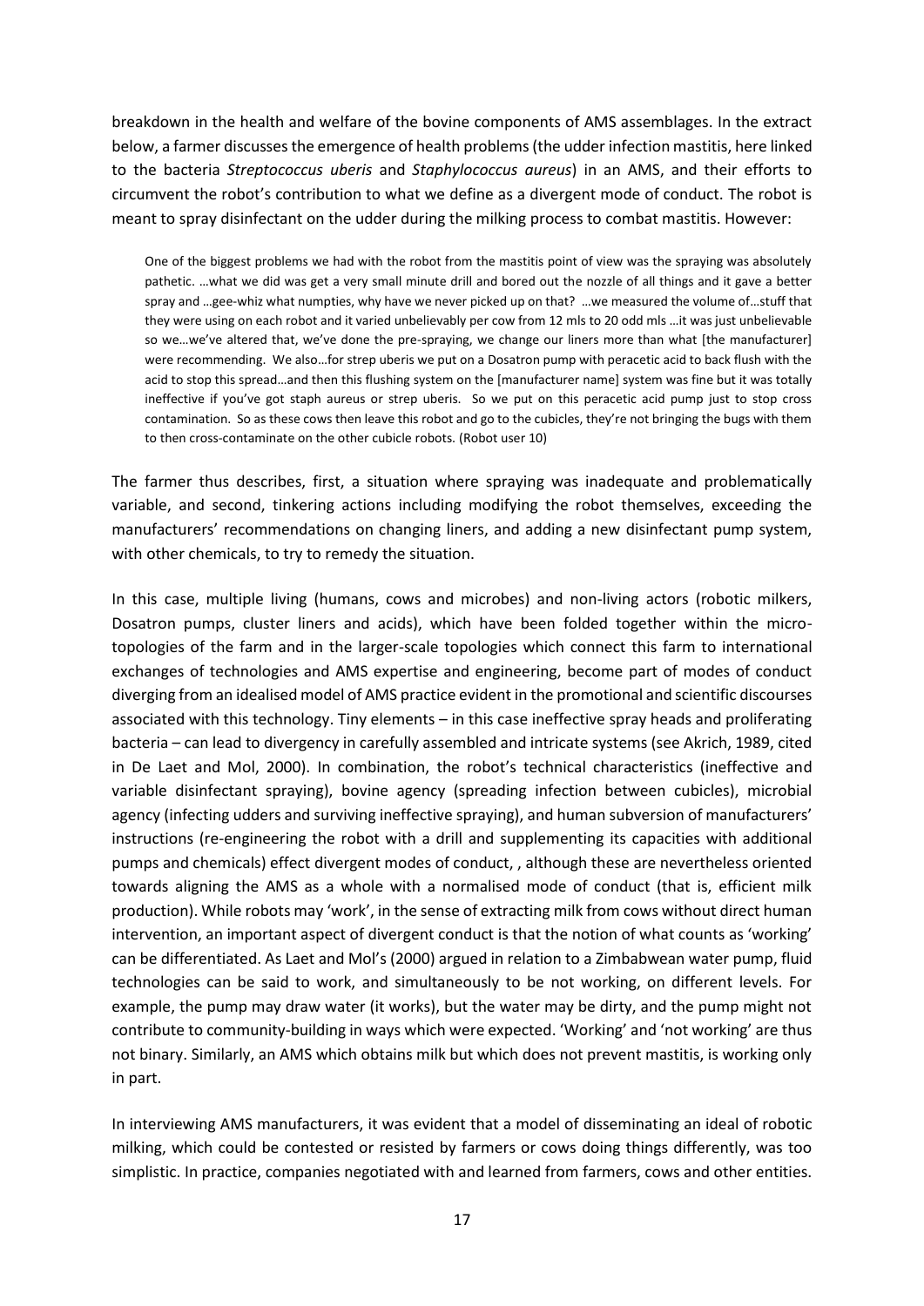breakdown in the health and welfare of the bovine components of AMS assemblages. In the extract below, a farmer discusses the emergence of health problems (the udder infection mastitis, here linked to the bacteria *Streptococcus uberis* and *Staphylococcus aureus*) in an AMS, and their efforts to circumvent the robot's contribution to what we define as a divergent mode of conduct. The robot is meant to spray disinfectant on the udder during the milking process to combat mastitis. However:

> One of the biggest problems we had with the robot from the mastitis point of view was the spraying was absolutely pathetic. …what we did was get a very small minute drill and bored out the nozzle of all things and it gave a better spray and …gee-whiz what numpties, why have we never picked up on that? …we measured the volume of…stuff that they were using on each robot and it varied unbelievably per cow from 12 mls to 20 odd mls …it was just unbelievable so we…we've altered that, we've done the pre-spraying, we change our liners more than what [the manufacturer] were recommending. We also…for strep uberis we put on a Dosatron pump with peracetic acid to back flush with the acid to stop this spread…and then this flushing system on the [manufacturer name] system was fine but it was totally ineffective if you've got staph aureus or strep uberis. So we put on this peracetic acid pump just to stop cross contamination. So as these cows then leave this robot and go to the cubicles, they're not bringing the bugs with them to then cross-contaminate on the other cubicle robots. (Robot user 10)

The farmer thus describes, first, a situation where spraying was inadequate and problematically variable, and second, tinkering actions including modifying the robot themselves, exceeding the manufacturers' recommendations on changing liners, and adding a new disinfectant pump system, with other chemicals, to try to remedy the situation.

In this case, multiple living (humans, cows and microbes) and non-living actors (robotic milkers, Dosatron pumps, cluster liners and acids), which have been folded together within the micro-topologies of the farm and in the larger-scale topologies which connect this farm to international exchanges of technologies and AMS expertise and engineering, become part of modes of conduct diverging from an idealised model of AMS practice evident in the promotional and scientific discourses associated with this technology. Tiny elements – in this case ineffective spray heads and proliferating bacteria – can lead to divergency in carefully assembled and intricate systems (see Akrich, 1989, cited in De Laet and Mol, 2000). In combination, the robot's technical characteristics (ineffective and variable disinfectant spraying), bovine agency (spreading infection between cubicles), microbial agency (infecting udders and surviving ineffective spraying), and human subversion of manufacturers' instructions (re-engineering the robot with a drill and supplementing its capacities with additional pumps and chemicals) effect divergent modes of conduct, , although these are nevertheless oriented towards aligning the AMS as a whole with a normalised mode of conduct (that is, efficient milk production). While robots may 'work', in the sense of extracting milk from cows without direct human intervention, an important aspect of divergent conduct is that the notion of what counts as 'working' can be differentiated. As Laet and Mol's (2000) argued in relation to a Zimbabwean water pump, fluid technologies can be said to work, and simultaneously to be not working, on different levels. For example, the pump may draw water (it works), but the water may be dirty, and the pump might not contribute to community-building in ways which were expected. 'Working' and 'not working' are thus not binary. Similarly, an AMS which obtains milk but which does not prevent mastitis, is working only in part.

In interviewing AMS manufacturers, it was evident that a model of disseminating an ideal of robotic milking, which could be contested or resisted by farmers or cows doing things differently, was too simplistic. In practice, companies negotiated with and learned from farmers, cows and other entities.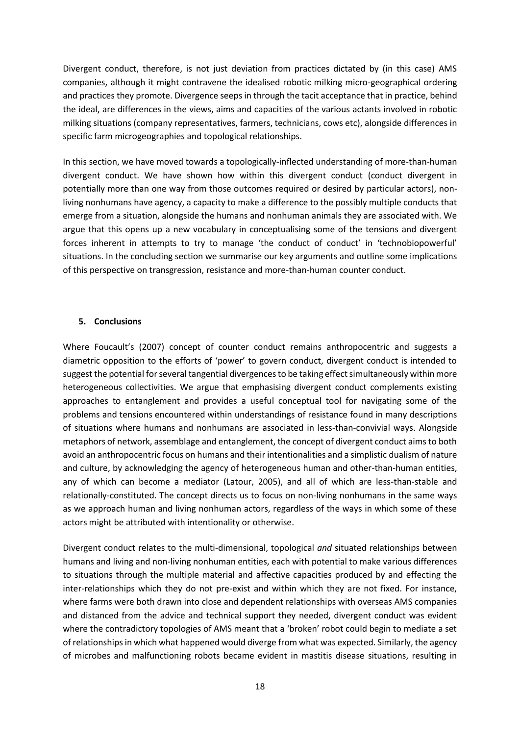Divergent conduct, therefore, is not just deviation from practices dictated by (in this case) AMS companies, although it might contravene the idealised robotic milking micro-geographical ordering and practices they promote. Divergence seeps in through the tacit acceptance that in practice, behind the ideal, are differences in the views, aims and capacities of the various actants involved in robotic milking situations (company representatives, farmers, technicians, cows etc), alongside differences in specific farm microgeographies and topological relationships.

In this section, we have moved towards a topologically-inflected understanding of more-than-human divergent conduct. We have shown how within this divergent conduct (conduct divergent in potentially more than one way from those outcomes required or desired by particular actors), non-living nonhumans have agency, a capacity to make a difference to the possibly multiple conducts that emerge from a situation, alongside the humans and nonhuman animals they are associated with. We argue that this opens up a new vocabulary in conceptualising some of the tensions and divergent forces inherent in attempts to try to manage 'the conduct of conduct' in 'technobiopowerful' situations. In the concluding section we summarise our key arguments and outline some implications of this perspective on transgression, resistance and more-than-human counter conduct.

## 5. Conclusions

Where Foucault's (2007) concept of counter conduct remains anthropocentric and suggests a diametric opposition to the efforts of 'power' to govern conduct, divergent conduct is intended to suggest the potential for several tangential divergences to be taking effect simultaneously within more heterogeneous collectivities. We argue that emphasising divergent conduct complements existing approaches to entanglement and provides a useful conceptual tool for navigating some of the problems and tensions encountered within understandings of resistance found in many descriptions of situations where humans and nonhumans are associated in less-than-convivial ways. Alongside metaphors of network, assemblage and entanglement, the concept of divergent conduct aims to both avoid an anthropocentric focus on humans and their intentionalities and a simplistic dualism of nature and culture, by acknowledging the agency of heterogeneous human and other-than-human entities, any of which can become a mediator (Latour, 2005), and all of which are less-than-stable and relationally-constituted. The concept directs us to focus on non-living nonhumans in the same ways as we approach human and living nonhuman actors, regardless of the ways in which some of these actors might be attributed with intentionality or otherwise.

Divergent conduct relates to the multi-dimensional, topological *and* situated relationships between humans and living and non-living nonhuman entities, each with potential to make various differences to situations through the multiple material and affective capacities produced by and effecting the inter-relationships which they do not pre-exist and within which they are not fixed. For instance, where farms were both drawn into close and dependent relationships with overseas AMS companies and distanced from the advice and technical support they needed, divergent conduct was evident where the contradictory topologies of AMS meant that a 'broken' robot could begin to mediate a set of relationships in which what happened would diverge from what was expected. Similarly, the agency of microbes and malfunctioning robots became evident in mastitis disease situations, resulting in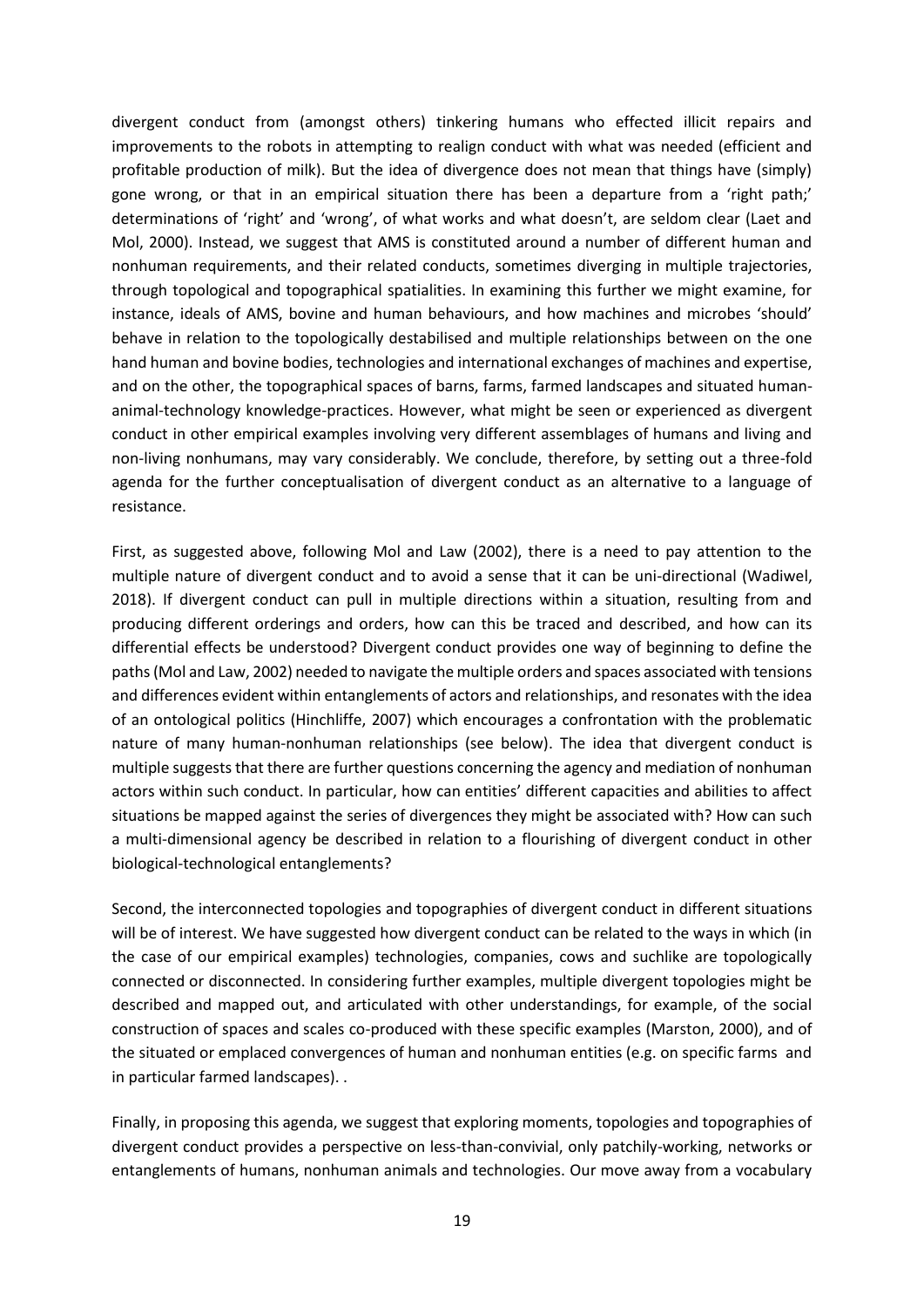divergent conduct from (amongst others) tinkering humans who effected illicit repairs and improvements to the robots in attempting to realign conduct with what was needed (efficient and profitable production of milk). But the idea of divergence does not mean that things have (simply) gone wrong, or that in an empirical situation there has been a departure from a 'right path;' determinations of 'right' and 'wrong', of what works and what doesn't, are seldom clear (Laet and Mol, 2000). Instead, we suggest that AMS is constituted around a number of different human and nonhuman requirements, and their related conducts, sometimes diverging in multiple trajectories, through topological and topographical spatialities. In examining this further we might examine, for instance, ideals of AMS, bovine and human behaviours, and how machines and microbes 'should' behave in relation to the topologically destabilised and multiple relationships between on the one hand human and bovine bodies, technologies and international exchanges of machines and expertise, and on the other, the topographical spaces of barns, farms, farmed landscapes and situated human-animal-technology knowledge-practices. However, what might be seen or experienced as divergent conduct in other empirical examples involving very different assemblages of humans and living and non-living nonhumans, may vary considerably. We conclude, therefore, by setting out a three-fold agenda for the further conceptualisation of divergent conduct as an alternative to a language of resistance.

First, as suggested above, following Mol and Law (2002), there is a need to pay attention to the multiple nature of divergent conduct and to avoid a sense that it can be uni-directional (Wadiwel, 2018). If divergent conduct can pull in multiple directions within a situation, resulting from and producing different orderings and orders, how can this be traced and described, and how can its differential effects be understood? Divergent conduct provides one way of beginning to define the paths (Mol and Law, 2002) needed to navigate the multiple orders and spaces associated with tensions and differences evident within entanglements of actors and relationships, and resonates with the idea of an ontological politics (Hinchliffe, 2007) which encourages a confrontation with the problematic nature of many human-nonhuman relationships (see below). The idea that divergent conduct is multiple suggests that there are further questions concerning the agency and mediation of nonhuman actors within such conduct. In particular, how can entities' different capacities and abilities to affect situations be mapped against the series of divergences they might be associated with? How can such a multi-dimensional agency be described in relation to a flourishing of divergent conduct in other biological-technological entanglements?

Second, the interconnected topologies and topographies of divergent conduct in different situations will be of interest. We have suggested how divergent conduct can be related to the ways in which (in the case of our empirical examples) technologies, companies, cows and suchlike are topologically connected or disconnected. In considering further examples, multiple divergent topologies might be described and mapped out, and articulated with other understandings, for example, of the social construction of spaces and scales co-produced with these specific examples (Marston, 2000), and of the situated or emplaced convergences of human and nonhuman entities (e.g. on specific farms and in particular farmed landscapes). .

Finally, in proposing this agenda, we suggest that exploring moments, topologies and topographies of divergent conduct provides a perspective on less-than-convivial, only patchily-working, networks or entanglements of humans, nonhuman animals and technologies. Our move away from a vocabulary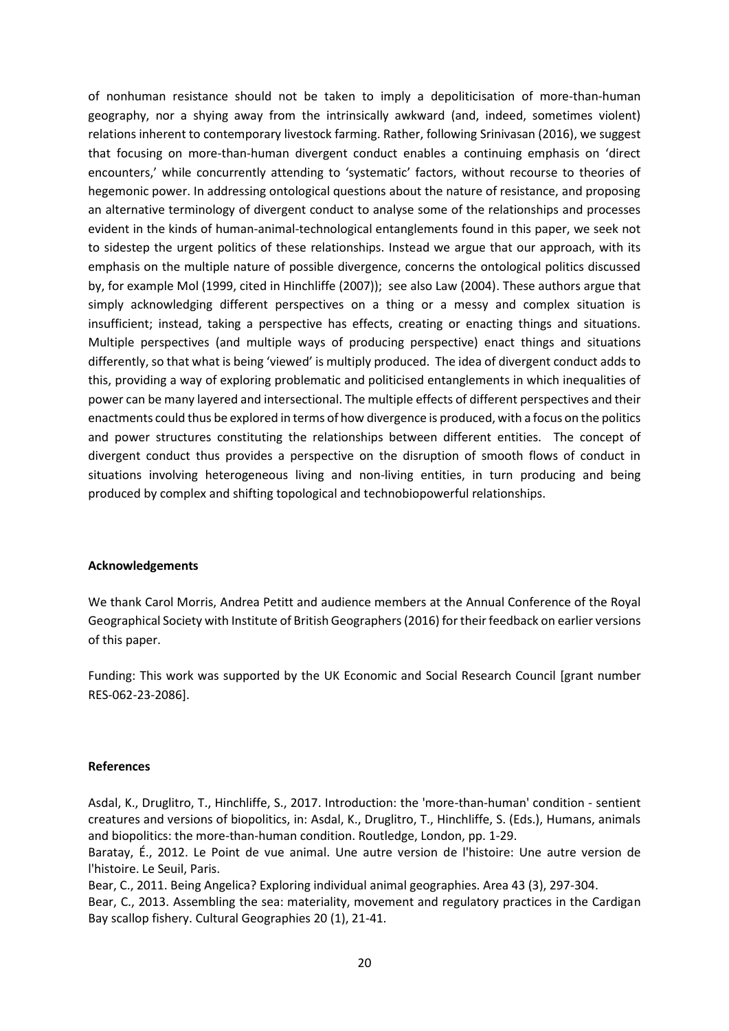of nonhuman resistance should not be taken to imply a depoliticisation of more-than-human geography, nor a shying away from the intrinsically awkward (and, indeed, sometimes violent) relations inherent to contemporary livestock farming. Rather, following Srinivasan (2016), we suggest that focusing on more-than-human divergent conduct enables a continuing emphasis on 'direct encounters,' while concurrently attending to 'systematic' factors, without recourse to theories of hegemonic power. In addressing ontological questions about the nature of resistance, and proposing an alternative terminology of divergent conduct to analyse some of the relationships and processes evident in the kinds of human-animal-technological entanglements found in this paper, we seek not to sidestep the urgent politics of these relationships. Instead we argue that our approach, with its emphasis on the multiple nature of possible divergence, concerns the ontological politics discussed by, for example Mol (1999, cited in Hinchliffe (2007)); see also Law (2004). These authors argue that simply acknowledging different perspectives on a thing or a messy and complex situation is insufficient; instead, taking a perspective has effects, creating or enacting things and situations. Multiple perspectives (and multiple ways of producing perspective) enact things and situations differently, so that what is being 'viewed' is multiply produced. The idea of divergent conduct adds to this, providing a way of exploring problematic and politicised entanglements in which inequalities of power can be many layered and intersectional. The multiple effects of different perspectives and their enactments could thus be explored in terms of how divergence is produced, with a focus on the politics and power structures constituting the relationships between different entities. The concept of divergent conduct thus provides a perspective on the disruption of smooth flows of conduct in situations involving heterogeneous living and non-living entities, in turn producing and being produced by complex and shifting topological and technobiopowerful relationships.

**Acknowledgements**

We thank Carol Morris, Andrea Petitt and audience members at the Annual Conference of the Royal Geographical Society with Institute of British Geographers (2016) for their feedback on earlier versions of this paper.

Funding: This work was supported by the UK Economic and Social Research Council [grant number RES-062-23-2086].

**References**

Asdal, K., Druglitro, T., Hinchliffe, S., 2017. Introduction: the 'more-than-human' condition - sentient creatures and versions of biopolitics, in: Asdal, K., Druglitro, T., Hinchliffe, S. (Eds.), Humans, animals and biopolitics: the more-than-human condition. Routledge, London, pp. 1-29.

Baratay, É., 2012. Le Point de vue animal. Une autre version de l'histoire: Une autre version de l'histoire. Le Seuil, Paris.

Bear, C., 2011. Being Angelica? Exploring individual animal geographies. Area 43 (3), 297-304.

Bear, C., 2013. Assembling the sea: materiality, movement and regulatory practices in the Cardigan Bay scallop fishery. Cultural Geographies 20 (1), 21-41.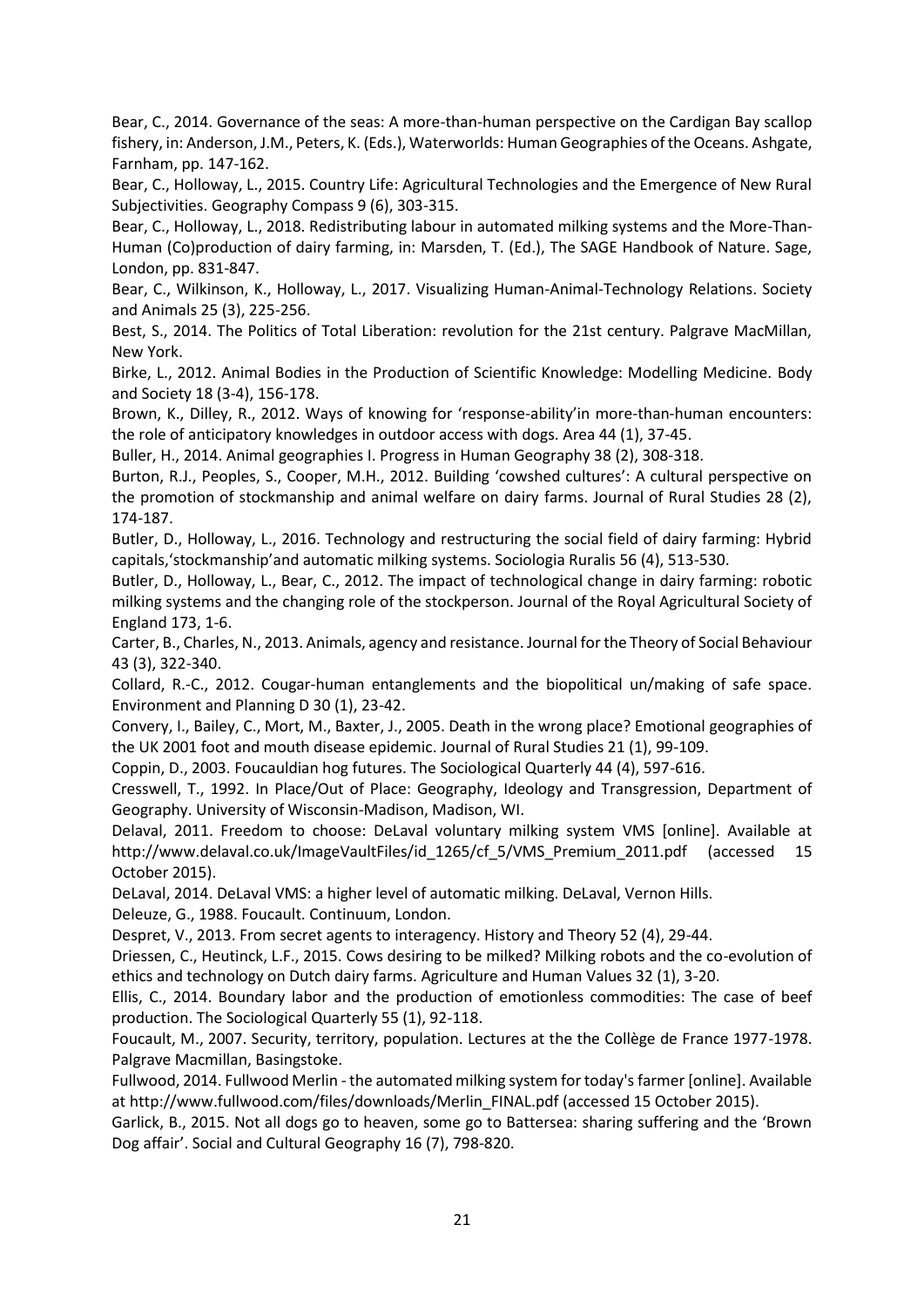Bear, C., 2014. Governance of the seas: A more-than-human perspective on the Cardigan Bay scallop fishery, in: Anderson, J.M., Peters, K. (Eds.), Waterworlds: Human Geographies of the Oceans. Ashgate, Farnham, pp. 147-162.

Bear, C., Holloway, L., 2015. Country Life: Agricultural Technologies and the Emergence of New Rural Subjectivities. Geography Compass 9 (6), 303-315.

Bear, C., Holloway, L., 2018. Redistributing labour in automated milking systems and the More-Than-Human (Co)production of dairy farming, in: Marsden, T. (Ed.), The SAGE Handbook of Nature. Sage, London, pp. 831-847.

Bear, C., Wilkinson, K., Holloway, L., 2017. Visualizing Human-Animal-Technology Relations. Society and Animals 25 (3), 225-256.

Best, S., 2014. The Politics of Total Liberation: revolution for the 21st century. Palgrave MacMillan, New York.

Birke, L., 2012. Animal Bodies in the Production of Scientific Knowledge: Modelling Medicine. Body and Society 18 (3-4), 156-178.

Brown, K., Dilley, R., 2012. Ways of knowing for 'response-ability'in more-than-human encounters: the role of anticipatory knowledges in outdoor access with dogs. Area 44 (1), 37-45.

Buller, H., 2014. Animal geographies I. Progress in Human Geography 38 (2), 308-318.

Burton, R.J., Peoples, S., Cooper, M.H., 2012. Building 'cowshed cultures': A cultural perspective on the promotion of stockmanship and animal welfare on dairy farms. Journal of Rural Studies 28 (2), 174-187.

Butler, D., Holloway, L., 2016. Technology and restructuring the social field of dairy farming: Hybrid capitals,'stockmanship'and automatic milking systems. Sociologia Ruralis 56 (4), 513-530.

Butler, D., Holloway, L., Bear, C., 2012. The impact of technological change in dairy farming: robotic milking systems and the changing role of the stockperson. Journal of the Royal Agricultural Society of England 173, 1-6.

Carter, B., Charles, N., 2013. Animals, agency and resistance. Journal for the Theory of Social Behaviour 43 (3), 322-340.

Collard, R.-C., 2012. Cougar-human entanglements and the biopolitical un/making of safe space. Environment and Planning D 30 (1), 23-42.

Convery, I., Bailey, C., Mort, M., Baxter, J., 2005. Death in the wrong place? Emotional geographies of the UK 2001 foot and mouth disease epidemic. Journal of Rural Studies 21 (1), 99-109.

Coppin, D., 2003. Foucauldian hog futures. The Sociological Quarterly 44 (4), 597-616.

Cresswell, T., 1992. In Place/Out of Place: Geography, Ideology and Transgression, Department of Geography. University of Wisconsin-Madison, Madison, WI.

Delaval, 2011. Freedom to choose: DeLaval voluntary milking system VMS [online]. Available at http://www.delaval.co.uk/ImageVaultFiles/id_1265/cf_5/VMS_Premium_2011.pdf (accessed 15 October 2015).

DeLaval, 2014. DeLaval VMS: a higher level of automatic milking. DeLaval, Vernon Hills.

Deleuze, G., 1988. Foucault. Continuum, London.

Despret, V., 2013. From secret agents to interagency. History and Theory 52 (4), 29-44.

Driessen, C., Heutinck, L.F., 2015. Cows desiring to be milked? Milking robots and the co-evolution of ethics and technology on Dutch dairy farms. Agriculture and Human Values 32 (1), 3-20.

Ellis, C., 2014. Boundary labor and the production of emotionless commodities: The case of beef production. The Sociological Quarterly 55 (1), 92-118.

Foucault, M., 2007. Security, territory, population. Lectures at the the Collège de France 1977-1978. Palgrave Macmillan, Basingstoke.

Fullwood, 2014. Fullwood Merlin - the automated milking system for today's farmer [online]. Available at http://www.fullwood.com/files/downloads/Merlin_FINAL.pdf (accessed 15 October 2015).

Garlick, B., 2015. Not all dogs go to heaven, some go to Battersea: sharing suffering and the 'Brown Dog affair'. Social and Cultural Geography 16 (7), 798-820.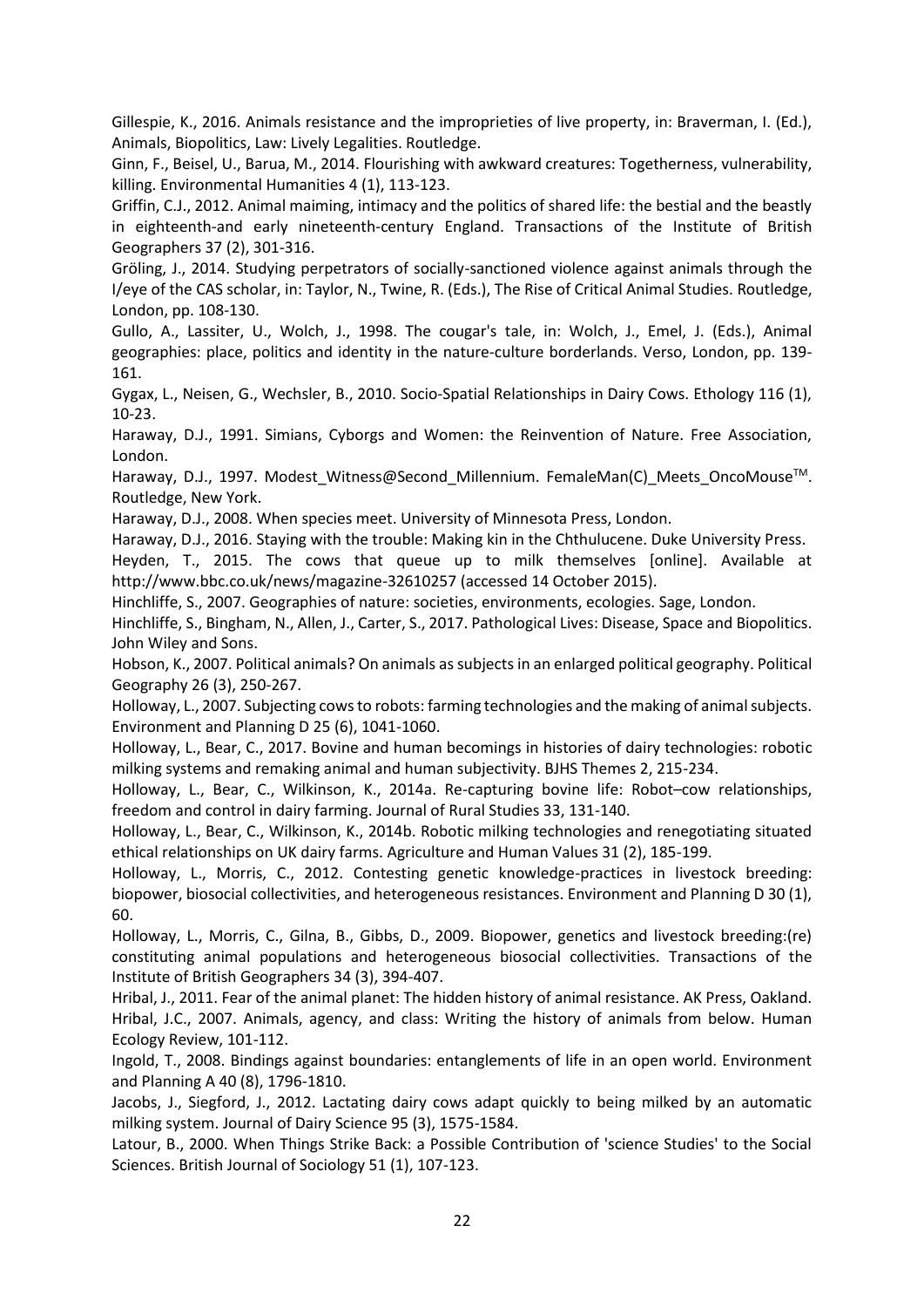Gillespie, K., 2016. Animals resistance and the improprieties of live property, in: Braverman, I. (Ed.), Animals, Biopolitics, Law: Lively Legalities. Routledge.

Ginn, F., Beisel, U., Barua, M., 2014. Flourishing with awkward creatures: Togetherness, vulnerability, killing. Environmental Humanities 4 (1), 113-123.

Griffin, C.J., 2012. Animal maiming, intimacy and the politics of shared life: the bestial and the beastly in eighteenth-and early nineteenth-century England. Transactions of the Institute of British Geographers 37 (2), 301-316.

Gröling, J., 2014. Studying perpetrators of socially-sanctioned violence against animals through the I/eye of the CAS scholar, in: Taylor, N., Twine, R. (Eds.), The Rise of Critical Animal Studies. Routledge, London, pp. 108-130.

Gullo, A., Lassiter, U., Wolch, J., 1998. The cougar's tale, in: Wolch, J., Emel, J. (Eds.), Animal geographies: place, politics and identity in the nature-culture borderlands. Verso, London, pp. 139-161.

Gygax, L., Neisen, G., Wechsler, B., 2010. Socio-Spatial Relationships in Dairy Cows. Ethology 116 (1), 10-23.

Haraway, D.J., 1991. Simians, Cyborgs and Women: the Reinvention of Nature. Free Association, London.

Haraway, D.J., 1997. Modest_Witness@Second_Millennium. FemaleMan(C)_Meets_OncoMouse™. Routledge, New York.

Haraway, D.J., 2008. When species meet. University of Minnesota Press, London.

Haraway, D.J., 2016. Staying with the trouble: Making kin in the Chthulucene. Duke University Press.

Heyden, T., 2015. The cows that queue up to milk themselves [online]. Available at http://www.bbc.co.uk/news/magazine-32610257 (accessed 14 October 2015).

Hinchliffe, S., 2007. Geographies of nature: societies, environments, ecologies. Sage, London.

Hinchliffe, S., Bingham, N., Allen, J., Carter, S., 2017. Pathological Lives: Disease, Space and Biopolitics. John Wiley and Sons.

Hobson, K., 2007. Political animals? On animals as subjects in an enlarged political geography. Political Geography 26 (3), 250-267.

Holloway, L., 2007. Subjecting cows to robots: farming technologies and the making of animal subjects. Environment and Planning D 25 (6), 1041-1060.

Holloway, L., Bear, C., 2017. Bovine and human becomings in histories of dairy technologies: robotic milking systems and remaking animal and human subjectivity. BJHS Themes 2, 215-234.

Holloway, L., Bear, C., Wilkinson, K., 2014a. Re-capturing bovine life: Robot–cow relationships, freedom and control in dairy farming. Journal of Rural Studies 33, 131-140.

Holloway, L., Bear, C., Wilkinson, K., 2014b. Robotic milking technologies and renegotiating situated ethical relationships on UK dairy farms. Agriculture and Human Values 31 (2), 185-199.

Holloway, L., Morris, C., 2012. Contesting genetic knowledge-practices in livestock breeding: biopower, biosocial collectivities, and heterogeneous resistances. Environment and Planning D 30 (1), 60.

Holloway, L., Morris, C., Gilna, B., Gibbs, D., 2009. Biopower, genetics and livestock breeding:(re) constituting animal populations and heterogeneous biosocial collectivities. Transactions of the Institute of British Geographers 34 (3), 394-407.

Hribal, J., 2011. Fear of the animal planet: The hidden history of animal resistance. AK Press, Oakland.

Hribal, J.C., 2007. Animals, agency, and class: Writing the history of animals from below. Human Ecology Review, 101-112.

Ingold, T., 2008. Bindings against boundaries: entanglements of life in an open world. Environment and Planning A 40 (8), 1796-1810.

Jacobs, J., Siegford, J., 2012. Lactating dairy cows adapt quickly to being milked by an automatic milking system. Journal of Dairy Science 95 (3), 1575-1584.

Latour, B., 2000. When Things Strike Back: a Possible Contribution of 'science Studies' to the Social Sciences. British Journal of Sociology 51 (1), 107-123.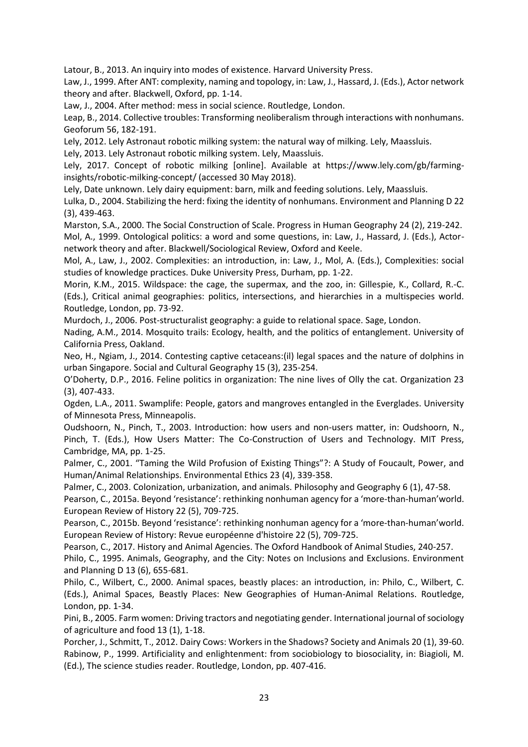Latour, B., 2013. An inquiry into modes of existence. Harvard University Press.

Law, J., 1999. After ANT: complexity, naming and topology, in: Law, J., Hassard, J. (Eds.), Actor network theory and after. Blackwell, Oxford, pp. 1-14.

Law, J., 2004. After method: mess in social science. Routledge, London.

Leap, B., 2014. Collective troubles: Transforming neoliberalism through interactions with nonhumans. Geoforum 56, 182-191.

Lely, 2012. Lely Astronaut robotic milking system: the natural way of milking. Lely, Maassluis.

Lely, 2013. Lely Astronaut robotic milking system. Lely, Maassluis.

Lely, 2017. Concept of robotic milking [online]. Available at https://www.lely.com/gb/farming-insights/robotic-milking-concept/ (accessed 30 May 2018).

Lely, Date unknown. Lely dairy equipment: barn, milk and feeding solutions. Lely, Maassluis.

Lulka, D., 2004. Stabilizing the herd: fixing the identity of nonhumans. Environment and Planning D 22 (3), 439-463.

Marston, S.A., 2000. The Social Construction of Scale. Progress in Human Geography 24 (2), 219-242.

Mol, A., 1999. Ontological politics: a word and some questions, in: Law, J., Hassard, J. (Eds.), Actor-network theory and after. Blackwell/Sociological Review, Oxford and Keele.

Mol, A., Law, J., 2002. Complexities: an introduction, in: Law, J., Mol, A. (Eds.), Complexities: social studies of knowledge practices. Duke University Press, Durham, pp. 1-22.

Morin, K.M., 2015. Wildspace: the cage, the supermax, and the zoo, in: Gillespie, K., Collard, R.-C. (Eds.), Critical animal geographies: politics, intersections, and hierarchies in a multispecies world. Routledge, London, pp. 73-92.

Murdoch, J., 2006. Post-structuralist geography: a guide to relational space. Sage, London.

Nading, A.M., 2014. Mosquito trails: Ecology, health, and the politics of entanglement. University of California Press, Oakland.

Neo, H., Ngiam, J., 2014. Contesting captive cetaceans:(il) legal spaces and the nature of dolphins in urban Singapore. Social and Cultural Geography 15 (3), 235-254.

O'Doherty, D.P., 2016. Feline politics in organization: The nine lives of Olly the cat. Organization 23 (3), 407-433.

Ogden, L.A., 2011. Swamplife: People, gators and mangroves entangled in the Everglades. University of Minnesota Press, Minneapolis.

Oudshoorn, N., Pinch, T., 2003. Introduction: how users and non-users matter, in: Oudshoorn, N., Pinch, T. (Eds.), How Users Matter: The Co-Construction of Users and Technology. MIT Press, Cambridge, MA, pp. 1-25.

Palmer, C., 2001. "Taming the Wild Profusion of Existing Things"?: A Study of Foucault, Power, and Human/Animal Relationships. Environmental Ethics 23 (4), 339-358.

Palmer, C., 2003. Colonization, urbanization, and animals. Philosophy and Geography 6 (1), 47-58.

Pearson, C., 2015a. Beyond 'resistance': rethinking nonhuman agency for a 'more-than-human'world. European Review of History 22 (5), 709-725.

Pearson, C., 2015b. Beyond 'resistance': rethinking nonhuman agency for a 'more-than-human'world. European Review of History: Revue européenne d'histoire 22 (5), 709-725.

Pearson, C., 2017. History and Animal Agencies. The Oxford Handbook of Animal Studies, 240-257.

Philo, C., 1995. Animals, Geography, and the City: Notes on Inclusions and Exclusions. Environment and Planning D 13 (6), 655-681.

Philo, C., Wilbert, C., 2000. Animal spaces, beastly places: an introduction, in: Philo, C., Wilbert, C. (Eds.), Animal Spaces, Beastly Places: New Geographies of Human-Animal Relations. Routledge, London, pp. 1-34.

Pini, B., 2005. Farm women: Driving tractors and negotiating gender. International journal of sociology of agriculture and food 13 (1), 1-18.

Porcher, J., Schmitt, T., 2012. Dairy Cows: Workers in the Shadows? Society and Animals 20 (1), 39-60.

Rabinow, P., 1999. Artificiality and enlightenment: from sociobiology to biosociality, in: Biagioli, M. (Ed.), The science studies reader. Routledge, London, pp. 407-416.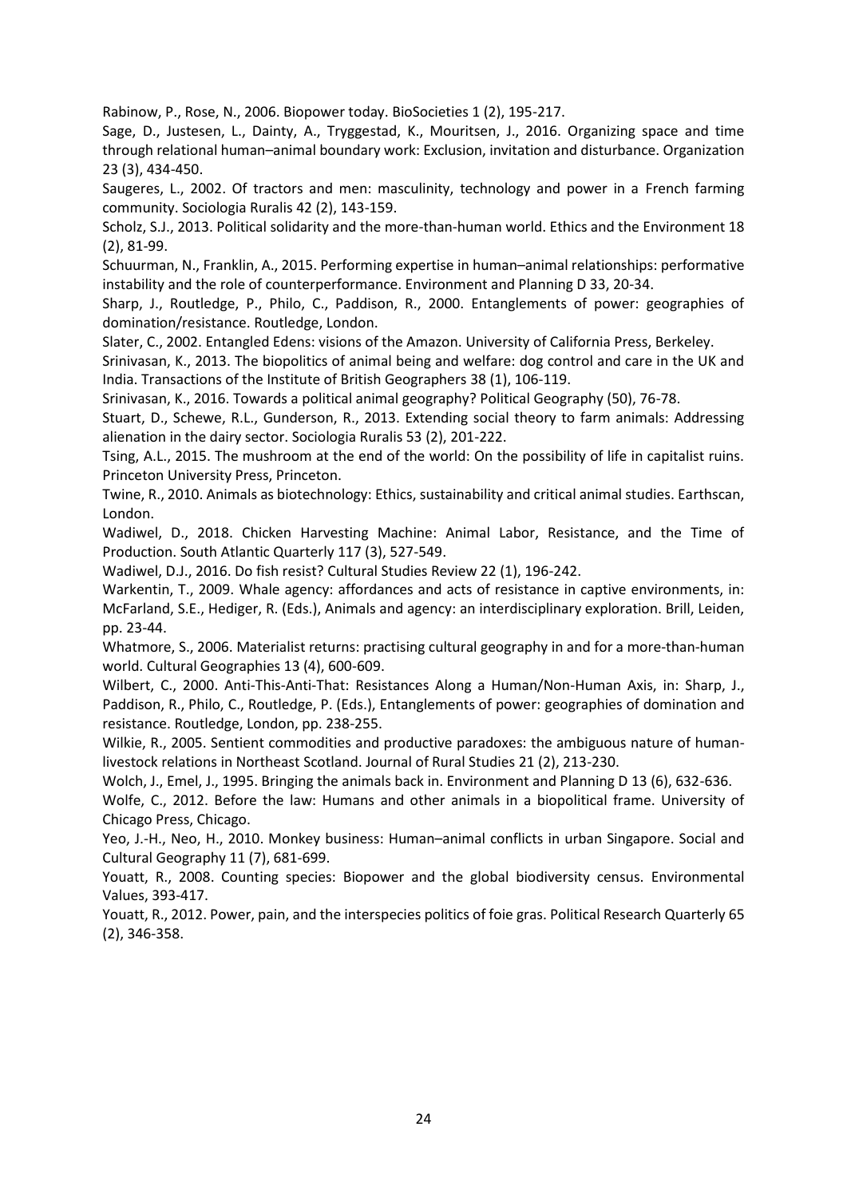Rabinow, P., Rose, N., 2006. Biopower today. BioSocieties 1 (2), 195-217.

Sage, D., Justesen, L., Dainty, A., Tryggestad, K., Mouritsen, J., 2016. Organizing space and time through relational human–animal boundary work: Exclusion, invitation and disturbance. Organization 23 (3), 434-450.

Saugeres, L., 2002. Of tractors and men: masculinity, technology and power in a French farming community. Sociologia Ruralis 42 (2), 143-159.

Scholz, S.J., 2013. Political solidarity and the more-than-human world. Ethics and the Environment 18 (2), 81-99.

Schuurman, N., Franklin, A., 2015. Performing expertise in human–animal relationships: performative instability and the role of counterperformance. Environment and Planning D 33, 20-34.

Sharp, J., Routledge, P., Philo, C., Paddison, R., 2000. Entanglements of power: geographies of domination/resistance. Routledge, London.

Slater, C., 2002. Entangled Edens: visions of the Amazon. University of California Press, Berkeley.

Srinivasan, K., 2013. The biopolitics of animal being and welfare: dog control and care in the UK and India. Transactions of the Institute of British Geographers 38 (1), 106-119.

Srinivasan, K., 2016. Towards a political animal geography? Political Geography (50), 76-78.

Stuart, D., Schewe, R.L., Gunderson, R., 2013. Extending social theory to farm animals: Addressing alienation in the dairy sector. Sociologia Ruralis 53 (2), 201-222.

Tsing, A.L., 2015. The mushroom at the end of the world: On the possibility of life in capitalist ruins. Princeton University Press, Princeton.

Twine, R., 2010. Animals as biotechnology: Ethics, sustainability and critical animal studies. Earthscan, London.

Wadiwel, D., 2018. Chicken Harvesting Machine: Animal Labor, Resistance, and the Time of Production. South Atlantic Quarterly 117 (3), 527-549.

Wadiwel, D.J., 2016. Do fish resist? Cultural Studies Review 22 (1), 196-242.

Warkentin, T., 2009. Whale agency: affordances and acts of resistance in captive environments, in: McFarland, S.E., Hediger, R. (Eds.), Animals and agency: an interdisciplinary exploration. Brill, Leiden, pp. 23-44.

Whatmore, S., 2006. Materialist returns: practising cultural geography in and for a more-than-human world. Cultural Geographies 13 (4), 600-609.

Wilbert, C., 2000. Anti-This-Anti-That: Resistances Along a Human/Non-Human Axis, in: Sharp, J., Paddison, R., Philo, C., Routledge, P. (Eds.), Entanglements of power: geographies of domination and resistance. Routledge, London, pp. 238-255.

Wilkie, R., 2005. Sentient commodities and productive paradoxes: the ambiguous nature of human-livestock relations in Northeast Scotland. Journal of Rural Studies 21 (2), 213-230.

Wolch, J., Emel, J., 1995. Bringing the animals back in. Environment and Planning D 13 (6), 632-636.

Wolfe, C., 2012. Before the law: Humans and other animals in a biopolitical frame. University of Chicago Press, Chicago.

Yeo, J.-H., Neo, H., 2010. Monkey business: Human–animal conflicts in urban Singapore. Social and Cultural Geography 11 (7), 681-699.

Youatt, R., 2008. Counting species: Biopower and the global biodiversity census. Environmental Values, 393-417.

Youatt, R., 2012. Power, pain, and the interspecies politics of foie gras. Political Research Quarterly 65 (2), 346-358.